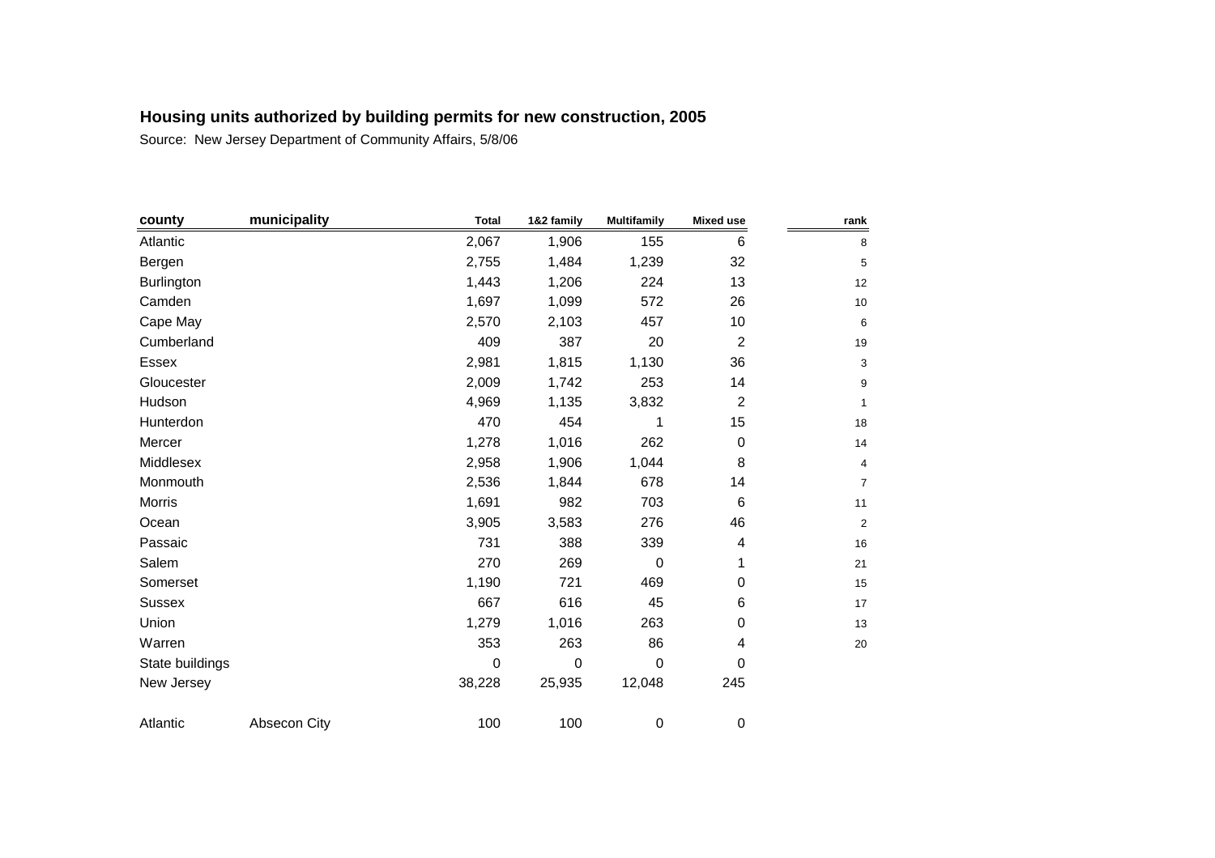**Housing units authorized by building permits for new construction, 2005**

Source: New Jersey Department of Community Affairs, 5/8/06

| county | municipality | Total | 1&2 family | Multifamily | Mixed use | rank |
|---|---|---|---|---|---|---|
| Atlantic | | 2,067 | 1,906 | 155 | 6 | 8 |
| Bergen | | 2,755 | 1,484 | 1,239 | 32 | 5 |
| Burlington | | 1,443 | 1,206 | 224 | 13 | 12 |
| Camden | | 1,697 | 1,099 | 572 | 26 | 10 |
| Cape May | | 2,570 | 2,103 | 457 | 10 | 6 |
| Cumberland | | 409 | 387 | 20 | 2 | 19 |
| Essex | | 2,981 | 1,815 | 1,130 | 36 | 3 |
| Gloucester | | 2,009 | 1,742 | 253 | 14 | 9 |
| Hudson | | 4,969 | 1,135 | 3,832 | 2 | 1 |
| Hunterdon | | 470 | 454 | 1 | 15 | 18 |
| Mercer | | 1,278 | 1,016 | 262 | 0 | 14 |
| Middlesex | | 2,958 | 1,906 | 1,044 | 8 | 4 |
| Monmouth | | 2,536 | 1,844 | 678 | 14 | 7 |
| Morris | | 1,691 | 982 | 703 | 6 | 11 |
| Ocean | | 3,905 | 3,583 | 276 | 46 | 2 |
| Passaic | | 731 | 388 | 339 | 4 | 16 |
| Salem | | 270 | 269 | 0 | 1 | 21 |
| Somerset | | 1,190 | 721 | 469 | 0 | 15 |
| Sussex | | 667 | 616 | 45 | 6 | 17 |
| Union | | 1,279 | 1,016 | 263 | 0 | 13 |
| Warren | | 353 | 263 | 86 | 4 | 20 |
| State buildings | | 0 | 0 | 0 | 0 | |
| New Jersey | | 38,228 | 25,935 | 12,048 | 245 | |
| | | | | | | |
| Atlantic | Absecon City | 100 | 100 | 0 | 0 | |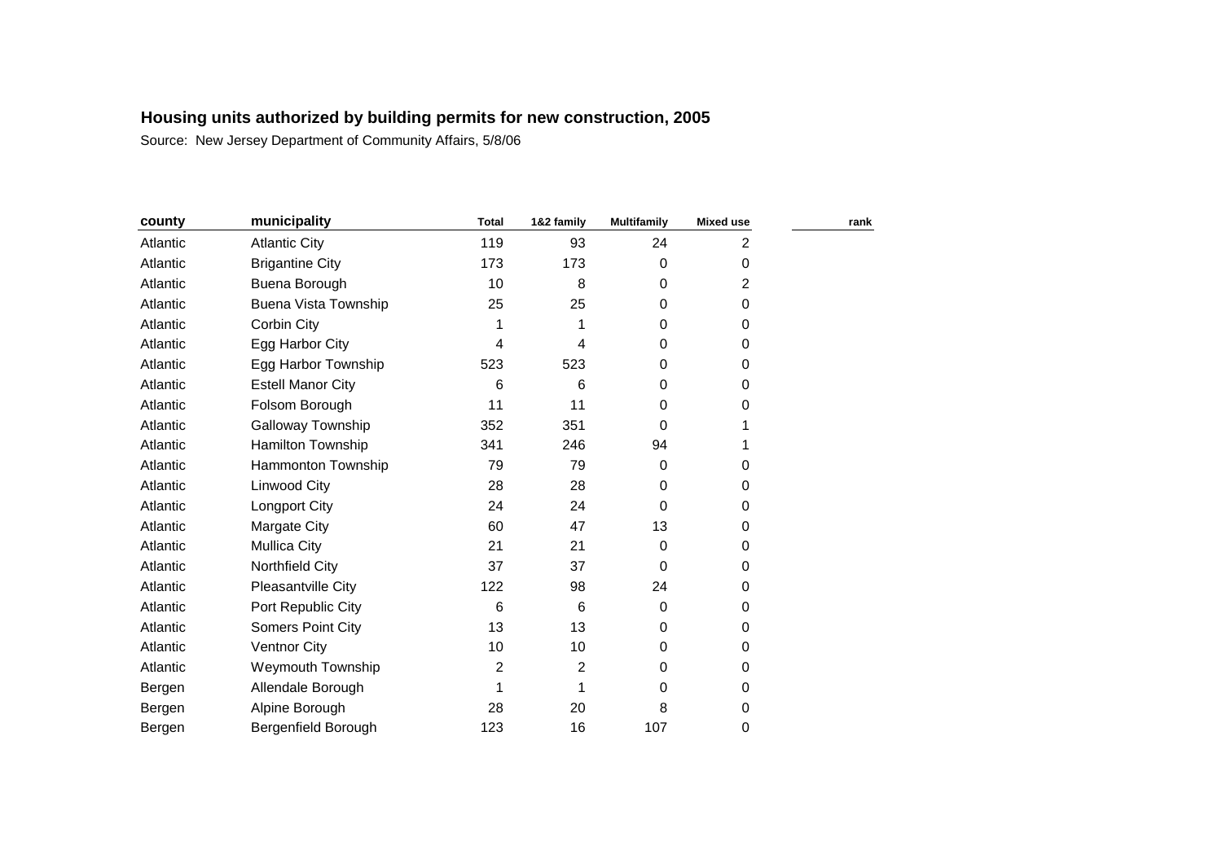## Housing units authorized by building permits for new construction, 2005

Source: New Jersey Department of Community Affairs, 5/8/06

| county | municipality | Total | 1&2 family | Multifamily | Mixed use | rank |
|---|---|---|---|---|---|---|
| Atlantic | Atlantic City | 119 | 93 | 24 | 2 | |
| Atlantic | Brigantine City | 173 | 173 | 0 | 0 | |
| Atlantic | Buena Borough | 10 | 8 | 0 | 2 | |
| Atlantic | Buena Vista Township | 25 | 25 | 0 | 0 | |
| Atlantic | Corbin City | 1 | 1 | 0 | 0 | |
| Atlantic | Egg Harbor City | 4 | 4 | 0 | 0 | |
| Atlantic | Egg Harbor Township | 523 | 523 | 0 | 0 | |
| Atlantic | Estell Manor City | 6 | 6 | 0 | 0 | |
| Atlantic | Folsom Borough | 11 | 11 | 0 | 0 | |
| Atlantic | Galloway Township | 352 | 351 | 0 | 1 | |
| Atlantic | Hamilton Township | 341 | 246 | 94 | 1 | |
| Atlantic | Hammonton Township | 79 | 79 | 0 | 0 | |
| Atlantic | Linwood City | 28 | 28 | 0 | 0 | |
| Atlantic | Longport City | 24 | 24 | 0 | 0 | |
| Atlantic | Margate City | 60 | 47 | 13 | 0 | |
| Atlantic | Mullica City | 21 | 21 | 0 | 0 | |
| Atlantic | Northfield City | 37 | 37 | 0 | 0 | |
| Atlantic | Pleasantville City | 122 | 98 | 24 | 0 | |
| Atlantic | Port Republic City | 6 | 6 | 0 | 0 | |
| Atlantic | Somers Point City | 13 | 13 | 0 | 0 | |
| Atlantic | Ventnor City | 10 | 10 | 0 | 0 | |
| Atlantic | Weymouth Township | 2 | 2 | 0 | 0 | |
| Bergen | Allendale Borough | 1 | 1 | 0 | 0 | |
| Bergen | Alpine Borough | 28 | 20 | 8 | 0 | |
| Bergen | Bergenfield Borough | 123 | 16 | 107 | 0 | |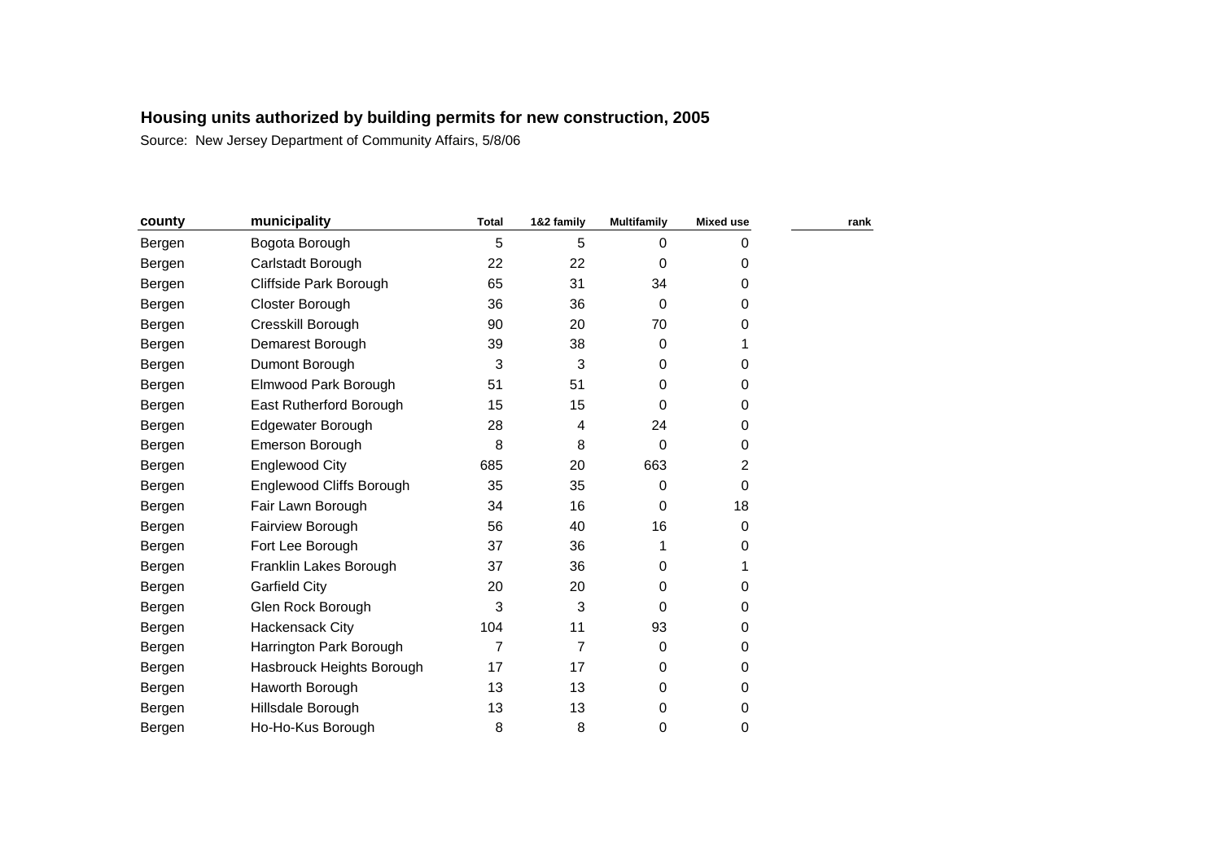## Housing units authorized by building permits for new construction, 2005

Source: New Jersey Department of Community Affairs, 5/8/06

| county | municipality | Total | 1&2 family | Multifamily | Mixed use | rank |
|---|---|---|---|---|---|---|
| Bergen | Bogota Borough | 5 | 5 | 0 | 0 | |
| Bergen | Carlstadt Borough | 22 | 22 | 0 | 0 | |
| Bergen | Cliffside Park Borough | 65 | 31 | 34 | 0 | |
| Bergen | Closter Borough | 36 | 36 | 0 | 0 | |
| Bergen | Cresskill Borough | 90 | 20 | 70 | 0 | |
| Bergen | Demarest Borough | 39 | 38 | 0 | 1 | |
| Bergen | Dumont Borough | 3 | 3 | 0 | 0 | |
| Bergen | Elmwood Park Borough | 51 | 51 | 0 | 0 | |
| Bergen | East Rutherford Borough | 15 | 15 | 0 | 0 | |
| Bergen | Edgewater Borough | 28 | 4 | 24 | 0 | |
| Bergen | Emerson Borough | 8 | 8 | 0 | 0 | |
| Bergen | Englewood City | 685 | 20 | 663 | 2 | |
| Bergen | Englewood Cliffs Borough | 35 | 35 | 0 | 0 | |
| Bergen | Fair Lawn Borough | 34 | 16 | 0 | 18 | |
| Bergen | Fairview Borough | 56 | 40 | 16 | 0 | |
| Bergen | Fort Lee Borough | 37 | 36 | 1 | 0 | |
| Bergen | Franklin Lakes Borough | 37 | 36 | 0 | 1 | |
| Bergen | Garfield City | 20 | 20 | 0 | 0 | |
| Bergen | Glen Rock Borough | 3 | 3 | 0 | 0 | |
| Bergen | Hackensack City | 104 | 11 | 93 | 0 | |
| Bergen | Harrington Park Borough | 7 | 7 | 0 | 0 | |
| Bergen | Hasbrouck Heights Borough | 17 | 17 | 0 | 0 | |
| Bergen | Haworth Borough | 13 | 13 | 0 | 0 | |
| Bergen | Hillsdale Borough | 13 | 13 | 0 | 0 | |
| Bergen | Ho-Ho-Kus Borough | 8 | 8 | 0 | 0 | |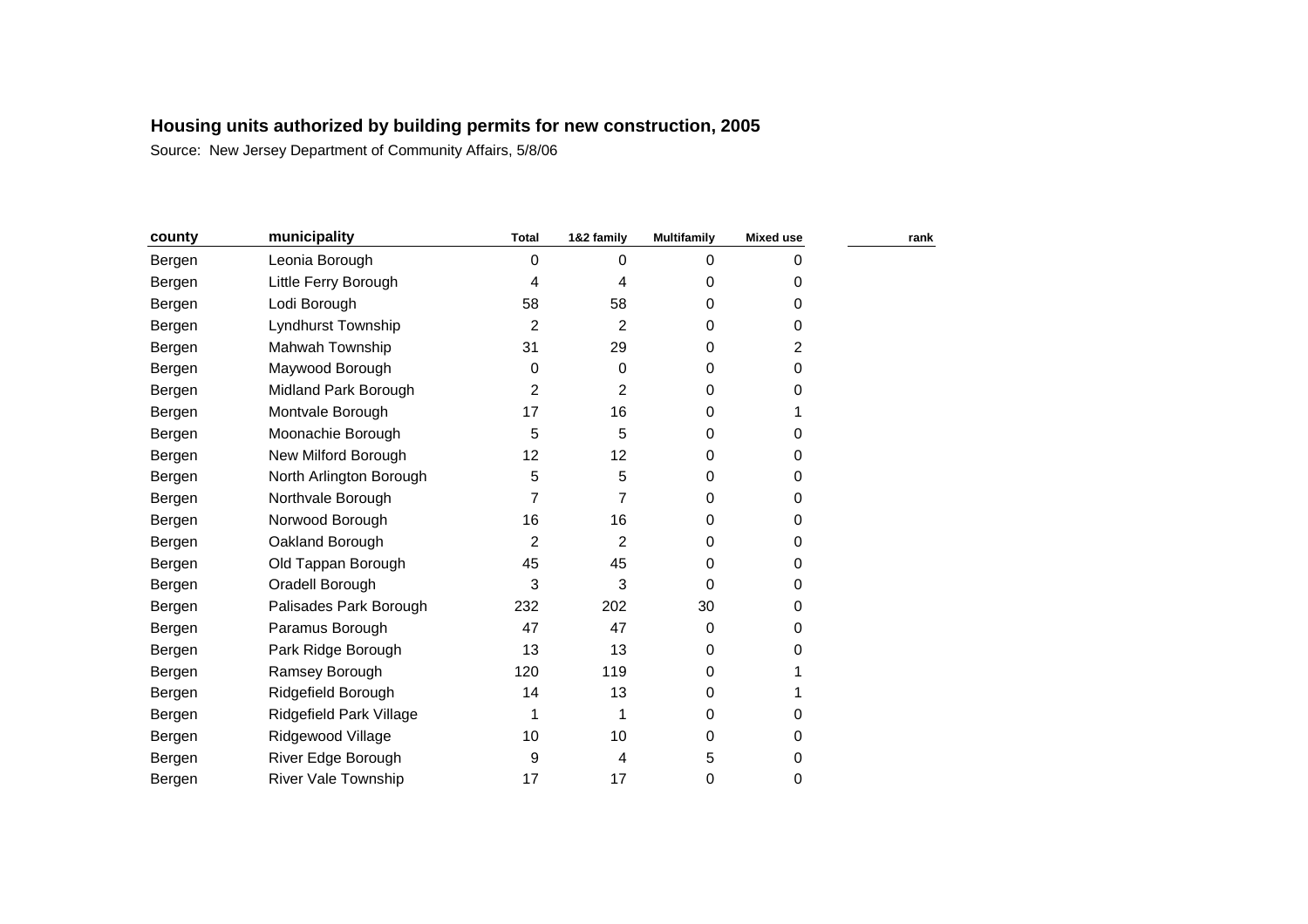**Housing units authorized by building permits for new construction, 2005**

Source: New Jersey Department of Community Affairs, 5/8/06

| county | municipality | Total | 1&2 family | Multifamily | Mixed use | rank |
|---|---|---|---|---|---|---|
| Bergen | Leonia Borough | 0 | 0 | 0 | 0 | |
| Bergen | Little Ferry Borough | 4 | 4 | 0 | 0 | |
| Bergen | Lodi Borough | 58 | 58 | 0 | 0 | |
| Bergen | Lyndhurst Township | 2 | 2 | 0 | 0 | |
| Bergen | Mahwah Township | 31 | 29 | 0 | 2 | |
| Bergen | Maywood Borough | 0 | 0 | 0 | 0 | |
| Bergen | Midland Park Borough | 2 | 2 | 0 | 0 | |
| Bergen | Montvale Borough | 17 | 16 | 0 | 1 | |
| Bergen | Moonachie Borough | 5 | 5 | 0 | 0 | |
| Bergen | New Milford Borough | 12 | 12 | 0 | 0 | |
| Bergen | North Arlington Borough | 5 | 5 | 0 | 0 | |
| Bergen | Northvale Borough | 7 | 7 | 0 | 0 | |
| Bergen | Norwood Borough | 16 | 16 | 0 | 0 | |
| Bergen | Oakland Borough | 2 | 2 | 0 | 0 | |
| Bergen | Old Tappan Borough | 45 | 45 | 0 | 0 | |
| Bergen | Oradell Borough | 3 | 3 | 0 | 0 | |
| Bergen | Palisades Park Borough | 232 | 202 | 30 | 0 | |
| Bergen | Paramus Borough | 47 | 47 | 0 | 0 | |
| Bergen | Park Ridge Borough | 13 | 13 | 0 | 0 | |
| Bergen | Ramsey Borough | 120 | 119 | 0 | 1 | |
| Bergen | Ridgefield Borough | 14 | 13 | 0 | 1 | |
| Bergen | Ridgefield Park Village | 1 | 1 | 0 | 0 | |
| Bergen | Ridgewood Village | 10 | 10 | 0 | 0 | |
| Bergen | River Edge Borough | 9 | 4 | 5 | 0 | |
| Bergen | River Vale Township | 17 | 17 | 0 | 0 | |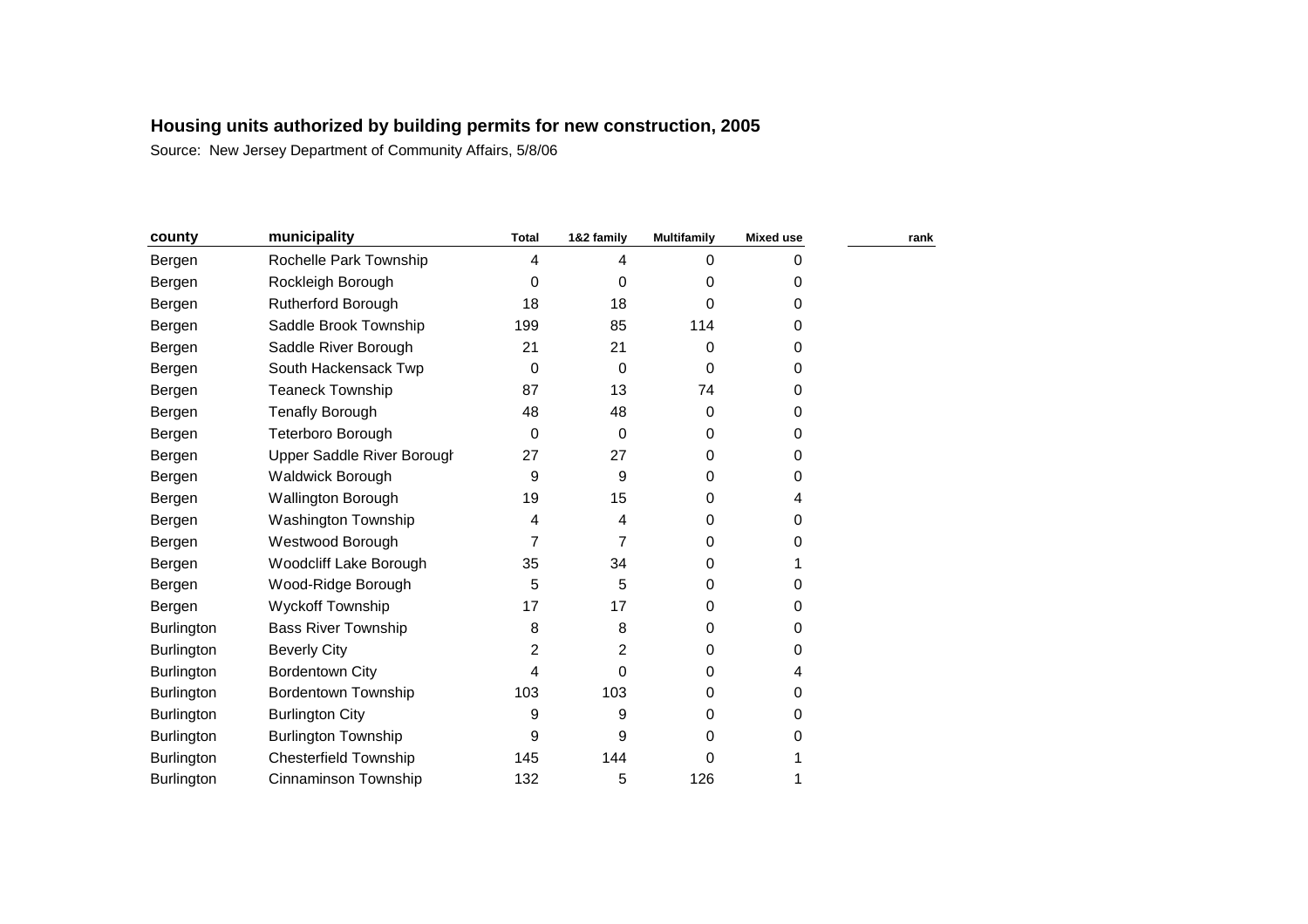## Housing units authorized by building permits for new construction, 2005

Source: New Jersey Department of Community Affairs, 5/8/06

| county | municipality | Total | 1&2 family | Multifamily | Mixed use | rank |
|---|---|---|---|---|---|---|
| Bergen | Rochelle Park Township | 4 | 4 | 0 | 0 | |
| Bergen | Rockleigh Borough | 0 | 0 | 0 | 0 | |
| Bergen | Rutherford Borough | 18 | 18 | 0 | 0 | |
| Bergen | Saddle Brook Township | 199 | 85 | 114 | 0 | |
| Bergen | Saddle River Borough | 21 | 21 | 0 | 0 | |
| Bergen | South Hackensack Twp | 0 | 0 | 0 | 0 | |
| Bergen | Teaneck Township | 87 | 13 | 74 | 0 | |
| Bergen | Tenafly Borough | 48 | 48 | 0 | 0 | |
| Bergen | Teterboro Borough | 0 | 0 | 0 | 0 | |
| Bergen | Upper Saddle River Borough | 27 | 27 | 0 | 0 | |
| Bergen | Waldwick Borough | 9 | 9 | 0 | 0 | |
| Bergen | Wallington Borough | 19 | 15 | 0 | 4 | |
| Bergen | Washington Township | 4 | 4 | 0 | 0 | |
| Bergen | Westwood Borough | 7 | 7 | 0 | 0 | |
| Bergen | Woodcliff Lake Borough | 35 | 34 | 0 | 1 | |
| Bergen | Wood-Ridge Borough | 5 | 5 | 0 | 0 | |
| Bergen | Wyckoff Township | 17 | 17 | 0 | 0 | |
| Burlington | Bass River Township | 8 | 8 | 0 | 0 | |
| Burlington | Beverly City | 2 | 2 | 0 | 0 | |
| Burlington | Bordentown City | 4 | 0 | 0 | 4 | |
| Burlington | Bordentown Township | 103 | 103 | 0 | 0 | |
| Burlington | Burlington City | 9 | 9 | 0 | 0 | |
| Burlington | Burlington Township | 9 | 9 | 0 | 0 | |
| Burlington | Chesterfield Township | 145 | 144 | 0 | 1 | |
| Burlington | Cinnaminson Township | 132 | 5 | 126 | 1 | |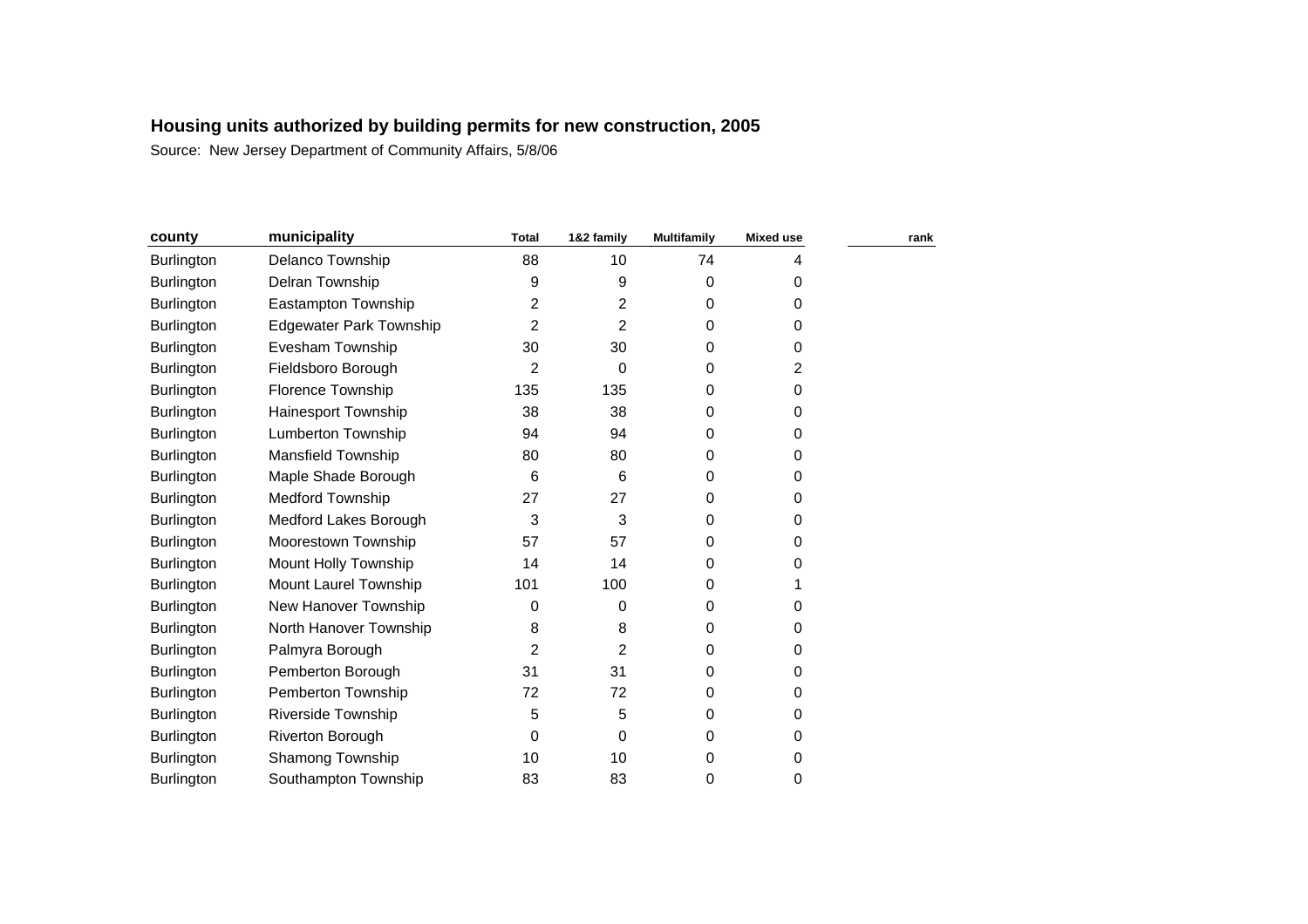## Housing units authorized by building permits for new construction, 2005

Source: New Jersey Department of Community Affairs, 5/8/06

| county | municipality | Total | 1&2 family | Multifamily | Mixed use | rank |
|---|---|---|---|---|---|---|
| Burlington | Delanco Township | 88 | 10 | 74 | 4 | |
| Burlington | Delran Township | 9 | 9 | 0 | 0 | |
| Burlington | Eastampton Township | 2 | 2 | 0 | 0 | |
| Burlington | Edgewater Park Township | 2 | 2 | 0 | 0 | |
| Burlington | Evesham Township | 30 | 30 | 0 | 0 | |
| Burlington | Fieldsboro Borough | 2 | 0 | 0 | 2 | |
| Burlington | Florence Township | 135 | 135 | 0 | 0 | |
| Burlington | Hainesport Township | 38 | 38 | 0 | 0 | |
| Burlington | Lumberton Township | 94 | 94 | 0 | 0 | |
| Burlington | Mansfield Township | 80 | 80 | 0 | 0 | |
| Burlington | Maple Shade Borough | 6 | 6 | 0 | 0 | |
| Burlington | Medford Township | 27 | 27 | 0 | 0 | |
| Burlington | Medford Lakes Borough | 3 | 3 | 0 | 0 | |
| Burlington | Moorestown Township | 57 | 57 | 0 | 0 | |
| Burlington | Mount Holly Township | 14 | 14 | 0 | 0 | |
| Burlington | Mount Laurel Township | 101 | 100 | 0 | 1 | |
| Burlington | New Hanover Township | 0 | 0 | 0 | 0 | |
| Burlington | North Hanover Township | 8 | 8 | 0 | 0 | |
| Burlington | Palmyra Borough | 2 | 2 | 0 | 0 | |
| Burlington | Pemberton Borough | 31 | 31 | 0 | 0 | |
| Burlington | Pemberton Township | 72 | 72 | 0 | 0 | |
| Burlington | Riverside Township | 5 | 5 | 0 | 0 | |
| Burlington | Riverton Borough | 0 | 0 | 0 | 0 | |
| Burlington | Shamong Township | 10 | 10 | 0 | 0 | |
| Burlington | Southampton Township | 83 | 83 | 0 | 0 | |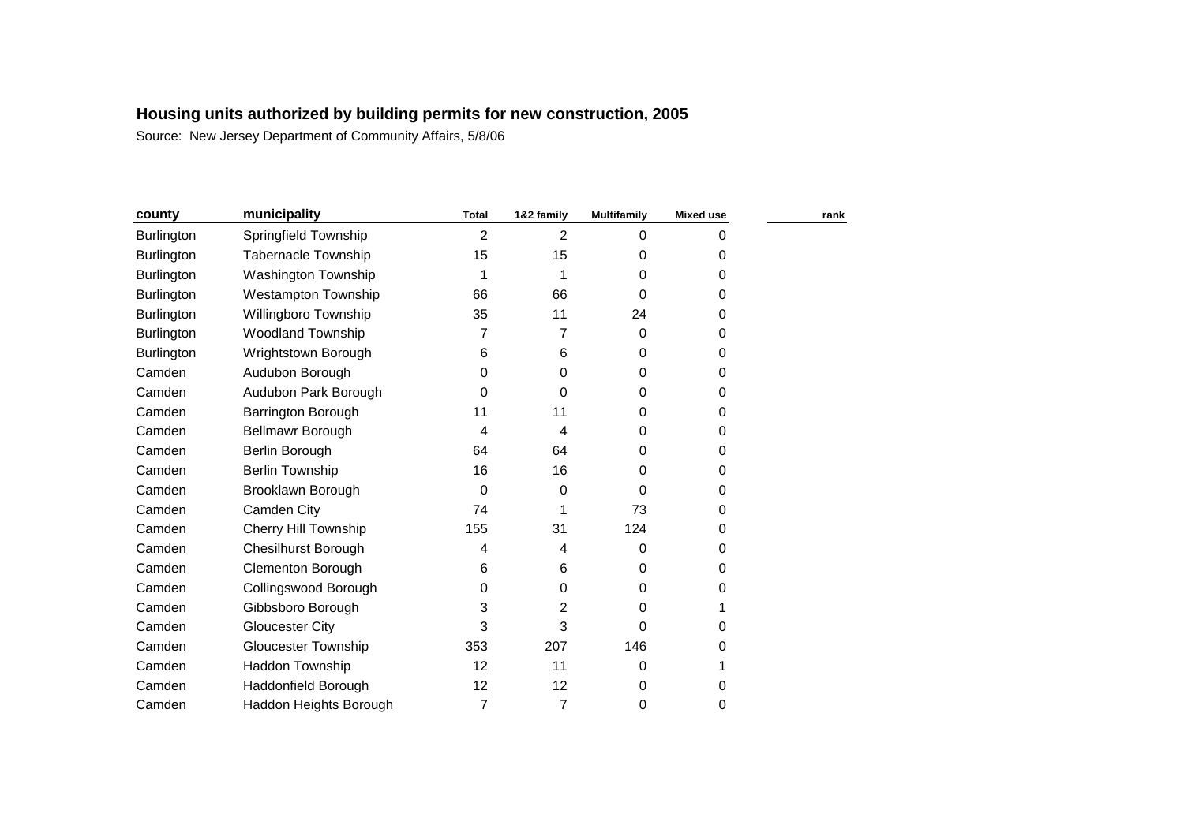## Housing units authorized by building permits for new construction, 2005

Source: New Jersey Department of Community Affairs, 5/8/06

| county | municipality | Total | 1&2 family | Multifamily | Mixed use | rank |
|---|---|---|---|---|---|---|
| Burlington | Springfield Township | 2 | 2 | 0 | 0 | |
| Burlington | Tabernacle Township | 15 | 15 | 0 | 0 | |
| Burlington | Washington Township | 1 | 1 | 0 | 0 | |
| Burlington | Westampton Township | 66 | 66 | 0 | 0 | |
| Burlington | Willingboro Township | 35 | 11 | 24 | 0 | |
| Burlington | Woodland Township | 7 | 7 | 0 | 0 | |
| Burlington | Wrightstown Borough | 6 | 6 | 0 | 0 | |
| Camden | Audubon Borough | 0 | 0 | 0 | 0 | |
| Camden | Audubon Park Borough | 0 | 0 | 0 | 0 | |
| Camden | Barrington Borough | 11 | 11 | 0 | 0 | |
| Camden | Bellmawr Borough | 4 | 4 | 0 | 0 | |
| Camden | Berlin Borough | 64 | 64 | 0 | 0 | |
| Camden | Berlin Township | 16 | 16 | 0 | 0 | |
| Camden | Brooklawn Borough | 0 | 0 | 0 | 0 | |
| Camden | Camden City | 74 | 1 | 73 | 0 | |
| Camden | Cherry Hill Township | 155 | 31 | 124 | 0 | |
| Camden | Chesilhurst Borough | 4 | 4 | 0 | 0 | |
| Camden | Clementon Borough | 6 | 6 | 0 | 0 | |
| Camden | Collingswood Borough | 0 | 0 | 0 | 0 | |
| Camden | Gibbsboro Borough | 3 | 2 | 0 | 1 | |
| Camden | Gloucester City | 3 | 3 | 0 | 0 | |
| Camden | Gloucester Township | 353 | 207 | 146 | 0 | |
| Camden | Haddon Township | 12 | 11 | 0 | 1 | |
| Camden | Haddonfield Borough | 12 | 12 | 0 | 0 | |
| Camden | Haddon Heights Borough | 7 | 7 | 0 | 0 | |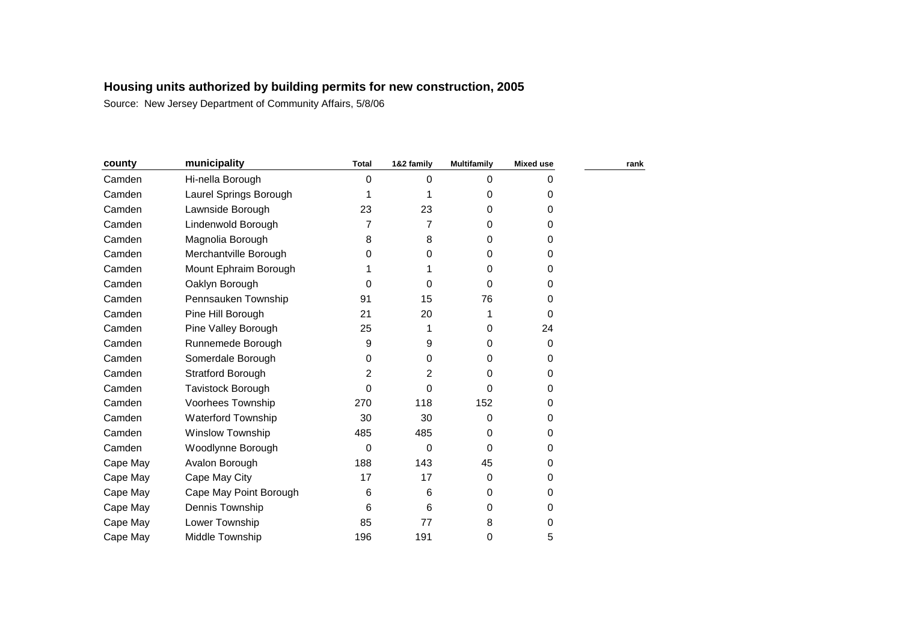**Housing units authorized by building permits for new construction, 2005**

Source: New Jersey Department of Community Affairs, 5/8/06

| county | municipality | Total | 1&2 family | Multifamily | Mixed use | rank |
|---|---|---|---|---|---|---|
| Camden | Hi-nella Borough | 0 | 0 | 0 | 0 | |
| Camden | Laurel Springs Borough | 1 | 1 | 0 | 0 | |
| Camden | Lawnside Borough | 23 | 23 | 0 | 0 | |
| Camden | Lindenwold Borough | 7 | 7 | 0 | 0 | |
| Camden | Magnolia Borough | 8 | 8 | 0 | 0 | |
| Camden | Merchantville Borough | 0 | 0 | 0 | 0 | |
| Camden | Mount Ephraim Borough | 1 | 1 | 0 | 0 | |
| Camden | Oaklyn Borough | 0 | 0 | 0 | 0 | |
| Camden | Pennsauken Township | 91 | 15 | 76 | 0 | |
| Camden | Pine Hill Borough | 21 | 20 | 1 | 0 | |
| Camden | Pine Valley Borough | 25 | 1 | 0 | 24 | |
| Camden | Runnemede Borough | 9 | 9 | 0 | 0 | |
| Camden | Somerdale Borough | 0 | 0 | 0 | 0 | |
| Camden | Stratford Borough | 2 | 2 | 0 | 0 | |
| Camden | Tavistock Borough | 0 | 0 | 0 | 0 | |
| Camden | Voorhees Township | 270 | 118 | 152 | 0 | |
| Camden | Waterford Township | 30 | 30 | 0 | 0 | |
| Camden | Winslow Township | 485 | 485 | 0 | 0 | |
| Camden | Woodlynne Borough | 0 | 0 | 0 | 0 | |
| Cape May | Avalon Borough | 188 | 143 | 45 | 0 | |
| Cape May | Cape May City | 17 | 17 | 0 | 0 | |
| Cape May | Cape May Point Borough | 6 | 6 | 0 | 0 | |
| Cape May | Dennis Township | 6 | 6 | 0 | 0 | |
| Cape May | Lower Township | 85 | 77 | 8 | 0 | |
| Cape May | Middle Township | 196 | 191 | 0 | 5 | |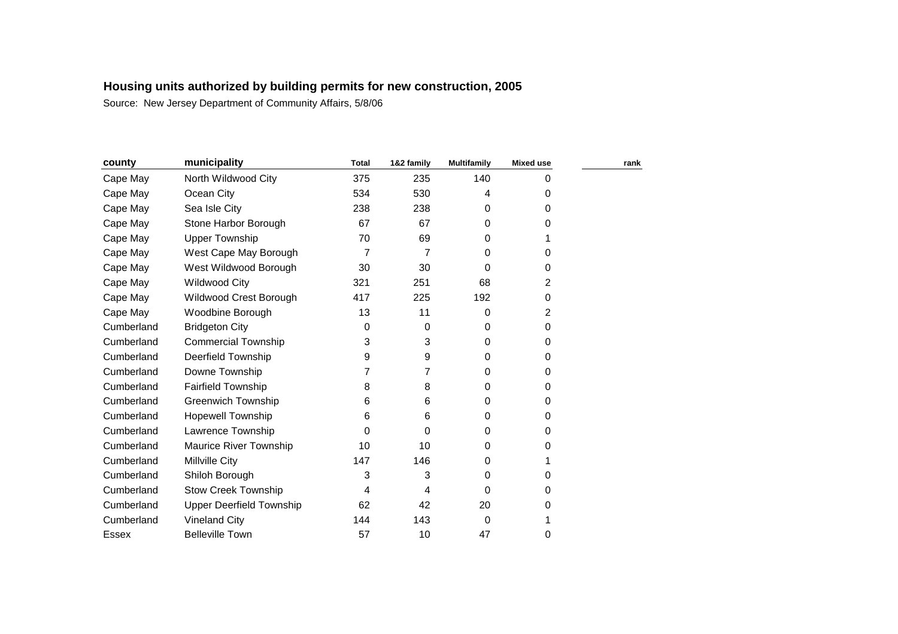# Housing units authorized by building permits for new construction, 2005

Source: New Jersey Department of Community Affairs, 5/8/06

| county | municipality | Total | 1&2 family | Multifamily | Mixed use | rank |
|---|---|---|---|---|---|---|
| Cape May | North Wildwood City | 375 | 235 | 140 | 0 | |
| Cape May | Ocean City | 534 | 530 | 4 | 0 | |
| Cape May | Sea Isle City | 238 | 238 | 0 | 0 | |
| Cape May | Stone Harbor Borough | 67 | 67 | 0 | 0 | |
| Cape May | Upper Township | 70 | 69 | 0 | 1 | |
| Cape May | West Cape May Borough | 7 | 7 | 0 | 0 | |
| Cape May | West Wildwood Borough | 30 | 30 | 0 | 0 | |
| Cape May | Wildwood City | 321 | 251 | 68 | 2 | |
| Cape May | Wildwood Crest Borough | 417 | 225 | 192 | 0 | |
| Cape May | Woodbine Borough | 13 | 11 | 0 | 2 | |
| Cumberland | Bridgeton City | 0 | 0 | 0 | 0 | |
| Cumberland | Commercial Township | 3 | 3 | 0 | 0 | |
| Cumberland | Deerfield Township | 9 | 9 | 0 | 0 | |
| Cumberland | Downe Township | 7 | 7 | 0 | 0 | |
| Cumberland | Fairfield Township | 8 | 8 | 0 | 0 | |
| Cumberland | Greenwich Township | 6 | 6 | 0 | 0 | |
| Cumberland | Hopewell Township | 6 | 6 | 0 | 0 | |
| Cumberland | Lawrence Township | 0 | 0 | 0 | 0 | |
| Cumberland | Maurice River Township | 10 | 10 | 0 | 0 | |
| Cumberland | Millville City | 147 | 146 | 0 | 1 | |
| Cumberland | Shiloh Borough | 3 | 3 | 0 | 0 | |
| Cumberland | Stow Creek Township | 4 | 4 | 0 | 0 | |
| Cumberland | Upper Deerfield Township | 62 | 42 | 20 | 0 | |
| Cumberland | Vineland City | 144 | 143 | 0 | 1 | |
| Essex | Belleville Town | 57 | 10 | 47 | 0 | |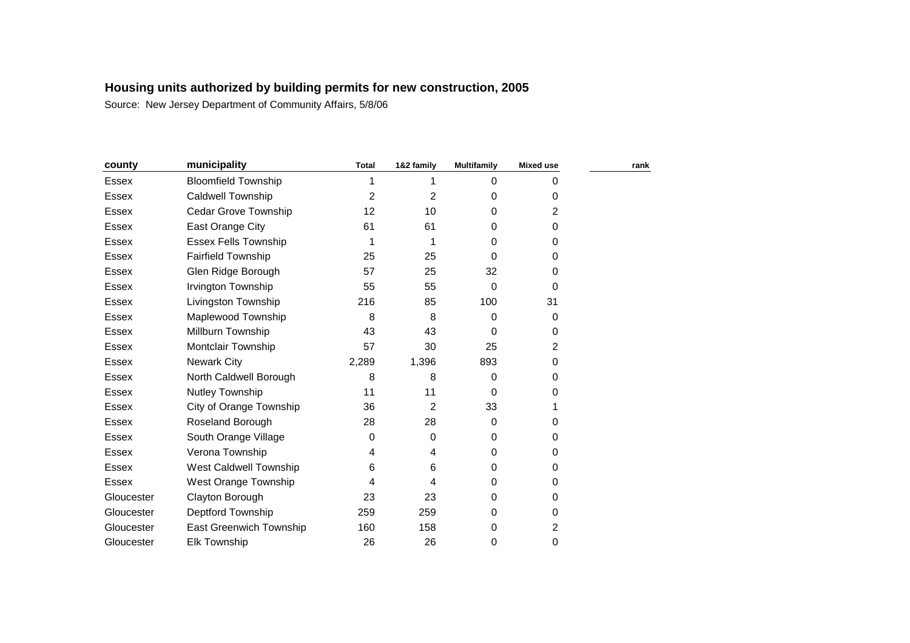**Housing units authorized by building permits for new construction, 2005**

Source: New Jersey Department of Community Affairs, 5/8/06

| county | municipality | Total | 1&2 family | Multifamily | Mixed use | rank |
|---|---|---|---|---|---|---|
| Essex | Bloomfield Township | 1 | 1 | 0 | 0 | |
| Essex | Caldwell Township | 2 | 2 | 0 | 0 | |
| Essex | Cedar Grove Township | 12 | 10 | 0 | 2 | |
| Essex | East Orange City | 61 | 61 | 0 | 0 | |
| Essex | Essex Fells Township | 1 | 1 | 0 | 0 | |
| Essex | Fairfield Township | 25 | 25 | 0 | 0 | |
| Essex | Glen Ridge Borough | 57 | 25 | 32 | 0 | |
| Essex | Irvington Township | 55 | 55 | 0 | 0 | |
| Essex | Livingston Township | 216 | 85 | 100 | 31 | |
| Essex | Maplewood Township | 8 | 8 | 0 | 0 | |
| Essex | Millburn Township | 43 | 43 | 0 | 0 | |
| Essex | Montclair Township | 57 | 30 | 25 | 2 | |
| Essex | Newark City | 2,289 | 1,396 | 893 | 0 | |
| Essex | North Caldwell Borough | 8 | 8 | 0 | 0 | |
| Essex | Nutley Township | 11 | 11 | 0 | 0 | |
| Essex | City of Orange Township | 36 | 2 | 33 | 1 | |
| Essex | Roseland Borough | 28 | 28 | 0 | 0 | |
| Essex | South Orange Village | 0 | 0 | 0 | 0 | |
| Essex | Verona Township | 4 | 4 | 0 | 0 | |
| Essex | West Caldwell Township | 6 | 6 | 0 | 0 | |
| Essex | West Orange Township | 4 | 4 | 0 | 0 | |
| Gloucester | Clayton Borough | 23 | 23 | 0 | 0 | |
| Gloucester | Deptford Township | 259 | 259 | 0 | 0 | |
| Gloucester | East Greenwich Township | 160 | 158 | 0 | 2 | |
| Gloucester | Elk Township | 26 | 26 | 0 | 0 | |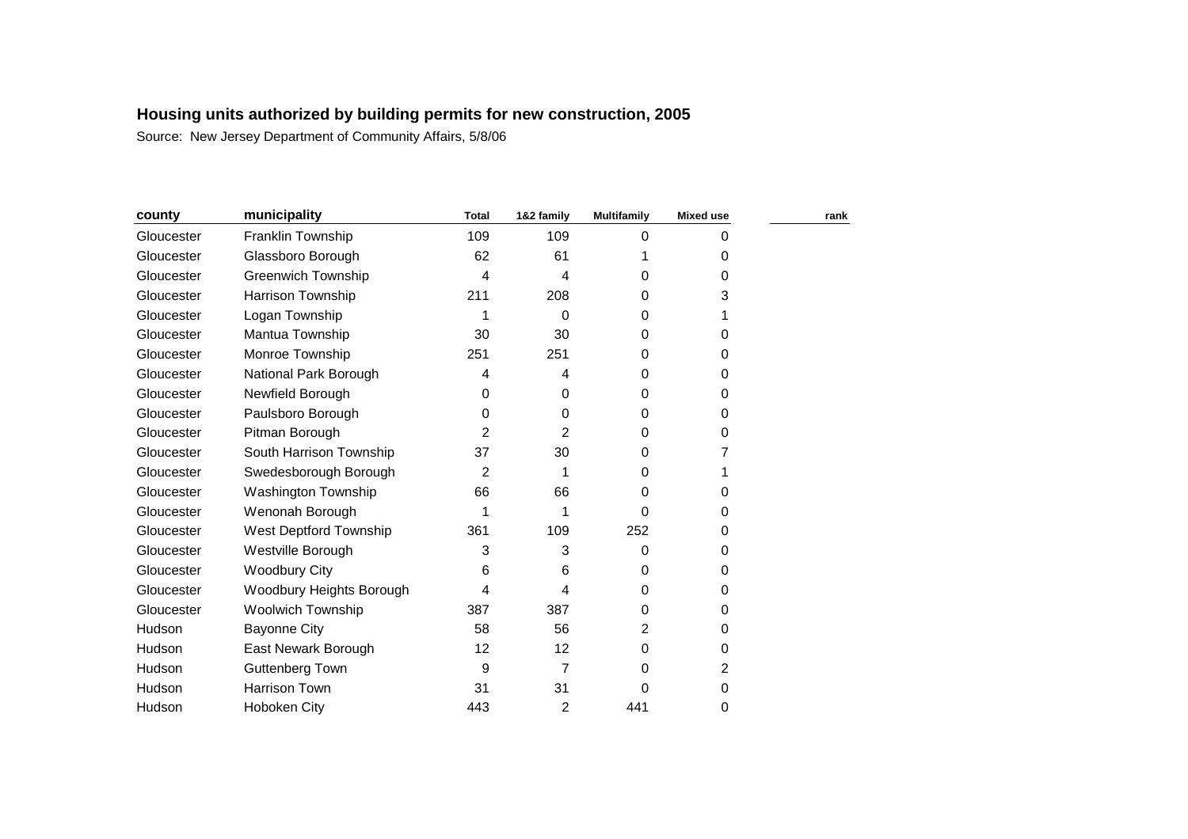**Housing units authorized by building permits for new construction, 2005**

Source: New Jersey Department of Community Affairs, 5/8/06

| county | municipality | Total | 1&2 family | Multifamily | Mixed use | rank |
|---|---|---|---|---|---|---|
| Gloucester | Franklin Township | 109 | 109 | 0 | 0 | |
| Gloucester | Glassboro Borough | 62 | 61 | 1 | 0 | |
| Gloucester | Greenwich Township | 4 | 4 | 0 | 0 | |
| Gloucester | Harrison Township | 211 | 208 | 0 | 3 | |
| Gloucester | Logan Township | 1 | 0 | 0 | 1 | |
| Gloucester | Mantua Township | 30 | 30 | 0 | 0 | |
| Gloucester | Monroe Township | 251 | 251 | 0 | 0 | |
| Gloucester | National Park Borough | 4 | 4 | 0 | 0 | |
| Gloucester | Newfield Borough | 0 | 0 | 0 | 0 | |
| Gloucester | Paulsboro Borough | 0 | 0 | 0 | 0 | |
| Gloucester | Pitman Borough | 2 | 2 | 0 | 0 | |
| Gloucester | South Harrison Township | 37 | 30 | 0 | 7 | |
| Gloucester | Swedesborough Borough | 2 | 1 | 0 | 1 | |
| Gloucester | Washington Township | 66 | 66 | 0 | 0 | |
| Gloucester | Wenonah Borough | 1 | 1 | 0 | 0 | |
| Gloucester | West Deptford Township | 361 | 109 | 252 | 0 | |
| Gloucester | Westville Borough | 3 | 3 | 0 | 0 | |
| Gloucester | Woodbury City | 6 | 6 | 0 | 0 | |
| Gloucester | Woodbury Heights Borough | 4 | 4 | 0 | 0 | |
| Gloucester | Woolwich Township | 387 | 387 | 0 | 0 | |
| Hudson | Bayonne City | 58 | 56 | 2 | 0 | |
| Hudson | East Newark Borough | 12 | 12 | 0 | 0 | |
| Hudson | Guttenberg Town | 9 | 7 | 0 | 2 | |
| Hudson | Harrison Town | 31 | 31 | 0 | 0 | |
| Hudson | Hoboken City | 443 | 2 | 441 | 0 | |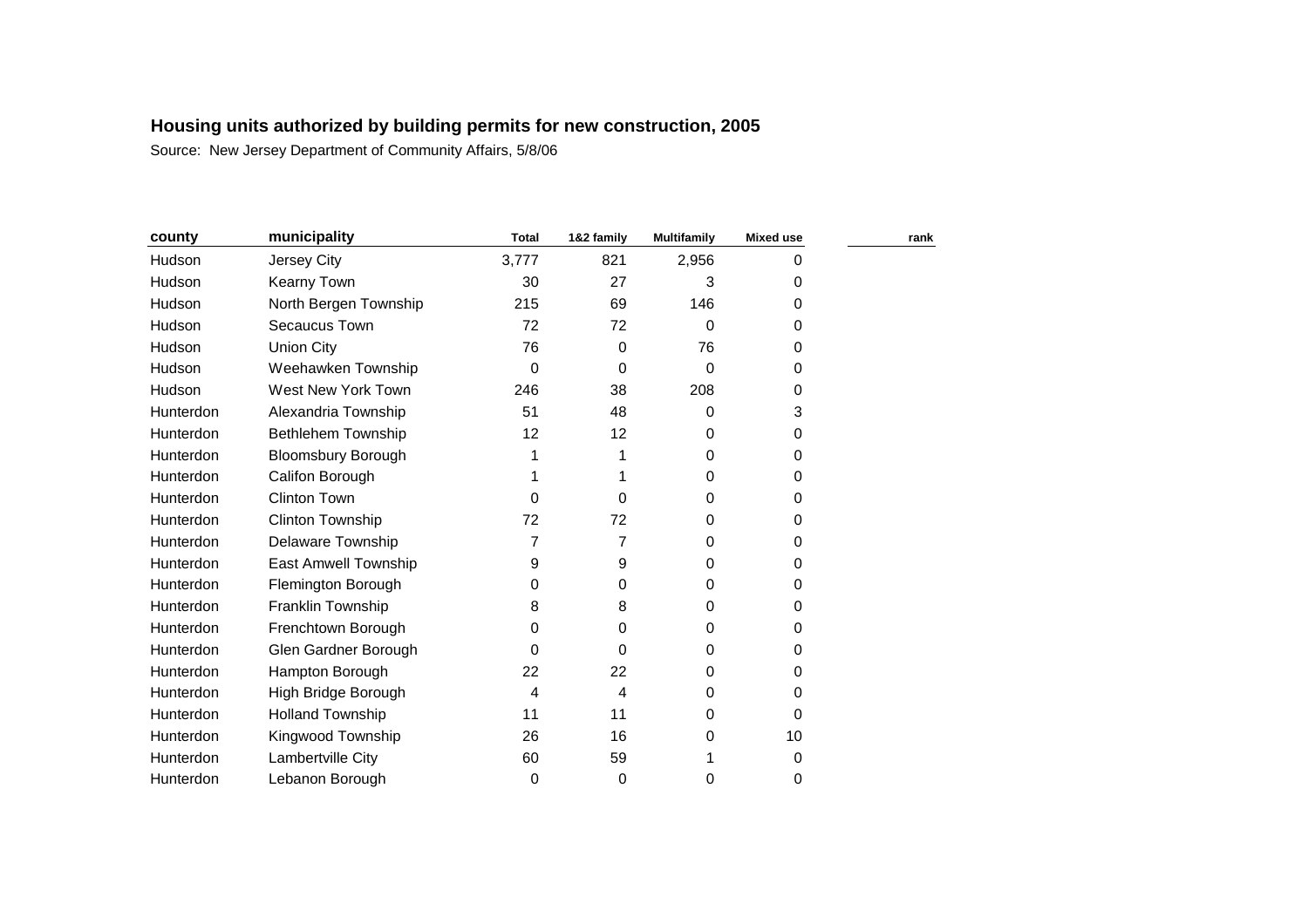## Housing units authorized by building permits for new construction, 2005

Source: New Jersey Department of Community Affairs, 5/8/06

| county | municipality | Total | 1&2 family | Multifamily | Mixed use | rank |
|---|---|---|---|---|---|---|
| Hudson | Jersey City | 3,777 | 821 | 2,956 | 0 | |
| Hudson | Kearny Town | 30 | 27 | 3 | 0 | |
| Hudson | North Bergen Township | 215 | 69 | 146 | 0 | |
| Hudson | Secaucus Town | 72 | 72 | 0 | 0 | |
| Hudson | Union City | 76 | 0 | 76 | 0 | |
| Hudson | Weehawken Township | 0 | 0 | 0 | 0 | |
| Hudson | West New York Town | 246 | 38 | 208 | 0 | |
| Hunterdon | Alexandria Township | 51 | 48 | 0 | 3 | |
| Hunterdon | Bethlehem Township | 12 | 12 | 0 | 0 | |
| Hunterdon | Bloomsbury Borough | 1 | 1 | 0 | 0 | |
| Hunterdon | Califon Borough | 1 | 1 | 0 | 0 | |
| Hunterdon | Clinton Town | 0 | 0 | 0 | 0 | |
| Hunterdon | Clinton Township | 72 | 72 | 0 | 0 | |
| Hunterdon | Delaware Township | 7 | 7 | 0 | 0 | |
| Hunterdon | East Amwell Township | 9 | 9 | 0 | 0 | |
| Hunterdon | Flemington Borough | 0 | 0 | 0 | 0 | |
| Hunterdon | Franklin Township | 8 | 8 | 0 | 0 | |
| Hunterdon | Frenchtown Borough | 0 | 0 | 0 | 0 | |
| Hunterdon | Glen Gardner Borough | 0 | 0 | 0 | 0 | |
| Hunterdon | Hampton Borough | 22 | 22 | 0 | 0 | |
| Hunterdon | High Bridge Borough | 4 | 4 | 0 | 0 | |
| Hunterdon | Holland Township | 11 | 11 | 0 | 0 | |
| Hunterdon | Kingwood Township | 26 | 16 | 0 | 10 | |
| Hunterdon | Lambertville City | 60 | 59 | 1 | 0 | |
| Hunterdon | Lebanon Borough | 0 | 0 | 0 | 0 | |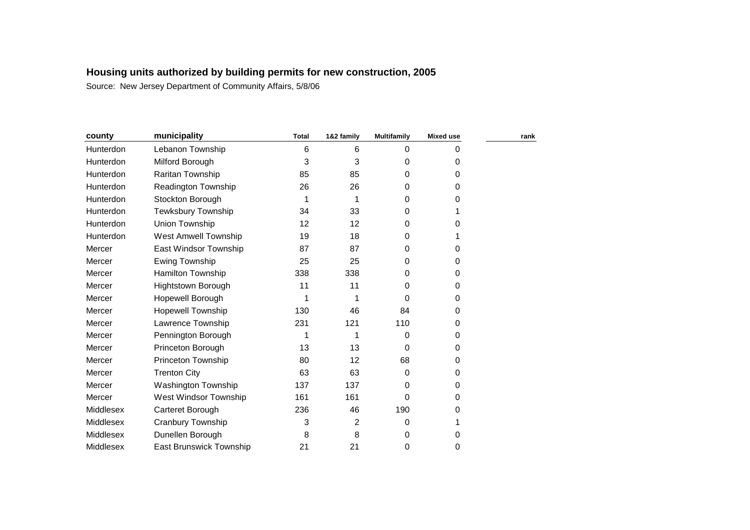**Housing units authorized by building permits for new construction, 2005**

Source: New Jersey Department of Community Affairs, 5/8/06

| county | municipality | Total | 1&2 family | Multifamily | Mixed use | rank |
|---|---|---|---|---|---|---|
| Hunterdon | Lebanon Township | 6 | 6 | 0 | 0 | |
| Hunterdon | Milford Borough | 3 | 3 | 0 | 0 | |
| Hunterdon | Raritan Township | 85 | 85 | 0 | 0 | |
| Hunterdon | Readington Township | 26 | 26 | 0 | 0 | |
| Hunterdon | Stockton Borough | 1 | 1 | 0 | 0 | |
| Hunterdon | Tewksbury Township | 34 | 33 | 0 | 1 | |
| Hunterdon | Union Township | 12 | 12 | 0 | 0 | |
| Hunterdon | West Amwell Township | 19 | 18 | 0 | 1 | |
| Mercer | East Windsor Township | 87 | 87 | 0 | 0 | |
| Mercer | Ewing Township | 25 | 25 | 0 | 0 | |
| Mercer | Hamilton Township | 338 | 338 | 0 | 0 | |
| Mercer | Hightstown Borough | 11 | 11 | 0 | 0 | |
| Mercer | Hopewell Borough | 1 | 1 | 0 | 0 | |
| Mercer | Hopewell Township | 130 | 46 | 84 | 0 | |
| Mercer | Lawrence Township | 231 | 121 | 110 | 0 | |
| Mercer | Pennington Borough | 1 | 1 | 0 | 0 | |
| Mercer | Princeton Borough | 13 | 13 | 0 | 0 | |
| Mercer | Princeton Township | 80 | 12 | 68 | 0 | |
| Mercer | Trenton City | 63 | 63 | 0 | 0 | |
| Mercer | Washington Township | 137 | 137 | 0 | 0 | |
| Mercer | West Windsor Township | 161 | 161 | 0 | 0 | |
| Middlesex | Carteret Borough | 236 | 46 | 190 | 0 | |
| Middlesex | Cranbury Township | 3 | 2 | 0 | 1 | |
| Middlesex | Dunellen Borough | 8 | 8 | 0 | 0 | |
| Middlesex | East Brunswick Township | 21 | 21 | 0 | 0 | |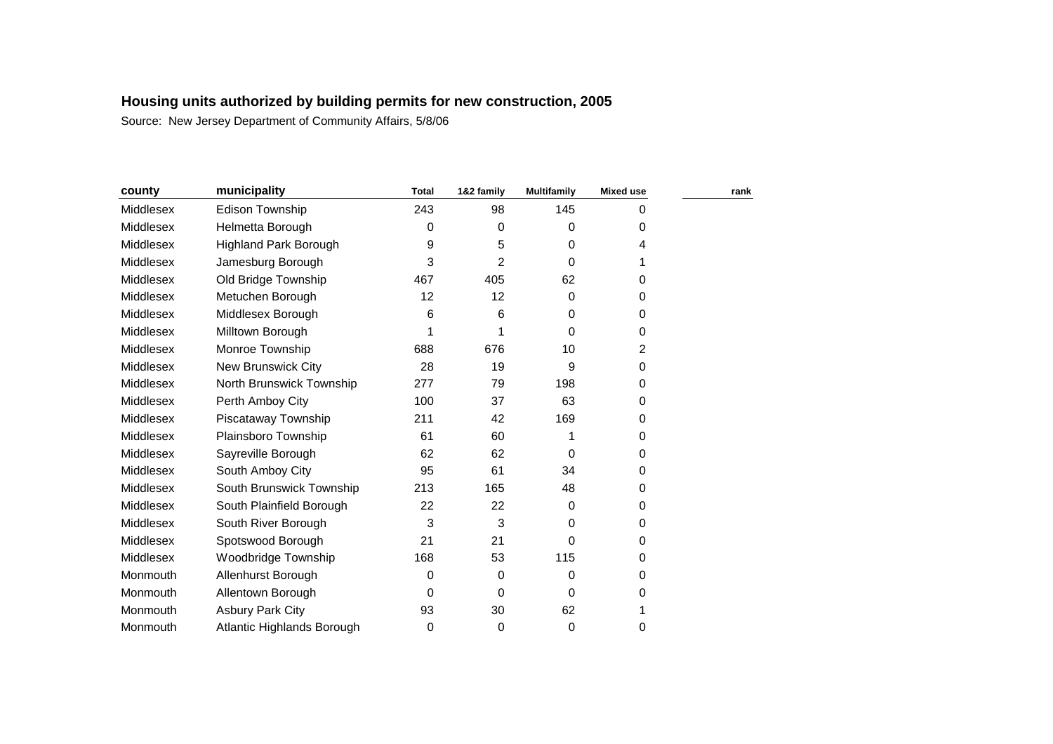## Housing units authorized by building permits for new construction, 2005

Source: New Jersey Department of Community Affairs, 5/8/06

| county | municipality | Total | 1&2 family | Multifamily | Mixed use | rank |
|---|---|---|---|---|---|---|
| Middlesex | Edison Township | 243 | 98 | 145 | 0 | |
| Middlesex | Helmetta Borough | 0 | 0 | 0 | 0 | |
| Middlesex | Highland Park Borough | 9 | 5 | 0 | 4 | |
| Middlesex | Jamesburg Borough | 3 | 2 | 0 | 1 | |
| Middlesex | Old Bridge Township | 467 | 405 | 62 | 0 | |
| Middlesex | Metuchen Borough | 12 | 12 | 0 | 0 | |
| Middlesex | Middlesex Borough | 6 | 6 | 0 | 0 | |
| Middlesex | Milltown Borough | 1 | 1 | 0 | 0 | |
| Middlesex | Monroe Township | 688 | 676 | 10 | 2 | |
| Middlesex | New Brunswick City | 28 | 19 | 9 | 0 | |
| Middlesex | North Brunswick Township | 277 | 79 | 198 | 0 | |
| Middlesex | Perth Amboy City | 100 | 37 | 63 | 0 | |
| Middlesex | Piscataway Township | 211 | 42 | 169 | 0 | |
| Middlesex | Plainsboro Township | 61 | 60 | 1 | 0 | |
| Middlesex | Sayreville Borough | 62 | 62 | 0 | 0 | |
| Middlesex | South Amboy City | 95 | 61 | 34 | 0 | |
| Middlesex | South Brunswick Township | 213 | 165 | 48 | 0 | |
| Middlesex | South Plainfield Borough | 22 | 22 | 0 | 0 | |
| Middlesex | South River Borough | 3 | 3 | 0 | 0 | |
| Middlesex | Spotswood Borough | 21 | 21 | 0 | 0 | |
| Middlesex | Woodbridge Township | 168 | 53 | 115 | 0 | |
| Monmouth | Allenhurst Borough | 0 | 0 | 0 | 0 | |
| Monmouth | Allentown Borough | 0 | 0 | 0 | 0 | |
| Monmouth | Asbury Park City | 93 | 30 | 62 | 1 | |
| Monmouth | Atlantic Highlands Borough | 0 | 0 | 0 | 0 | |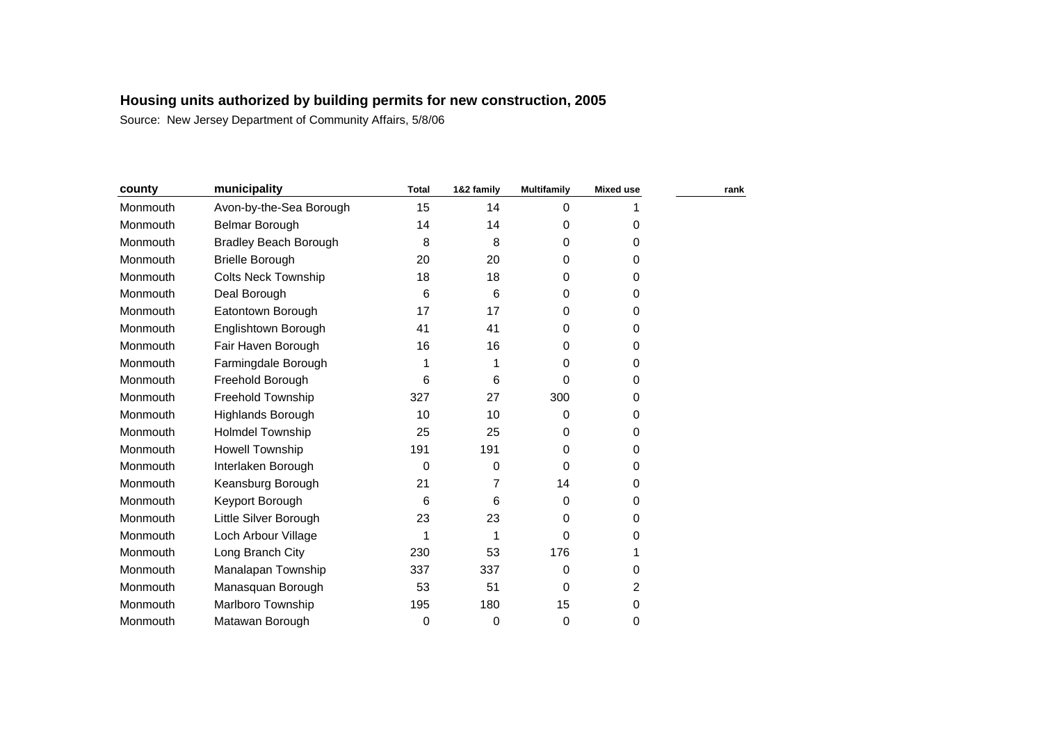**Housing units authorized by building permits for new construction, 2005**

Source: New Jersey Department of Community Affairs, 5/8/06

| county | municipality | Total | 1&2 family | Multifamily | Mixed use | rank |
|---|---|---|---|---|---|---|
| Monmouth | Avon-by-the-Sea Borough | 15 | 14 | 0 | 1 | |
| Monmouth | Belmar Borough | 14 | 14 | 0 | 0 | |
| Monmouth | Bradley Beach Borough | 8 | 8 | 0 | 0 | |
| Monmouth | Brielle Borough | 20 | 20 | 0 | 0 | |
| Monmouth | Colts Neck Township | 18 | 18 | 0 | 0 | |
| Monmouth | Deal Borough | 6 | 6 | 0 | 0 | |
| Monmouth | Eatontown Borough | 17 | 17 | 0 | 0 | |
| Monmouth | Englishtown Borough | 41 | 41 | 0 | 0 | |
| Monmouth | Fair Haven Borough | 16 | 16 | 0 | 0 | |
| Monmouth | Farmingdale Borough | 1 | 1 | 0 | 0 | |
| Monmouth | Freehold Borough | 6 | 6 | 0 | 0 | |
| Monmouth | Freehold Township | 327 | 27 | 300 | 0 | |
| Monmouth | Highlands Borough | 10 | 10 | 0 | 0 | |
| Monmouth | Holmdel Township | 25 | 25 | 0 | 0 | |
| Monmouth | Howell Township | 191 | 191 | 0 | 0 | |
| Monmouth | Interlaken Borough | 0 | 0 | 0 | 0 | |
| Monmouth | Keansburg Borough | 21 | 7 | 14 | 0 | |
| Monmouth | Keyport Borough | 6 | 6 | 0 | 0 | |
| Monmouth | Little Silver Borough | 23 | 23 | 0 | 0 | |
| Monmouth | Loch Arbour Village | 1 | 1 | 0 | 0 | |
| Monmouth | Long Branch City | 230 | 53 | 176 | 1 | |
| Monmouth | Manalapan Township | 337 | 337 | 0 | 0 | |
| Monmouth | Manasquan Borough | 53 | 51 | 0 | 2 | |
| Monmouth | Marlboro Township | 195 | 180 | 15 | 0 | |
| Monmouth | Matawan Borough | 0 | 0 | 0 | 0 | |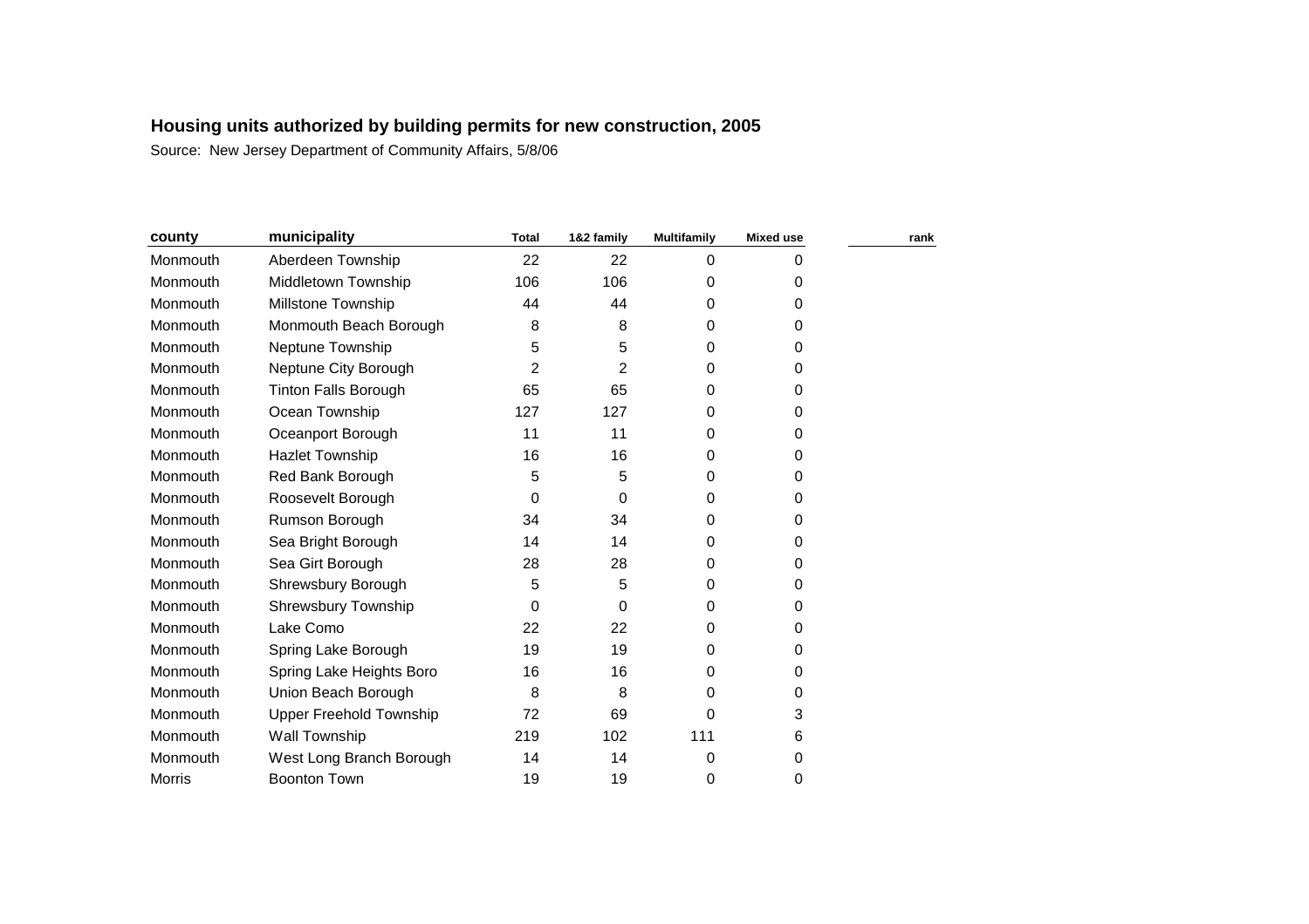## Housing units authorized by building permits for new construction, 2005

Source: New Jersey Department of Community Affairs, 5/8/06

| county | municipality | Total | 1&2 family | Multifamily | Mixed use | rank |
|---|---|---|---|---|---|---|
| Monmouth | Aberdeen Township | 22 | 22 | 0 | 0 | |
| Monmouth | Middletown Township | 106 | 106 | 0 | 0 | |
| Monmouth | Millstone Township | 44 | 44 | 0 | 0 | |
| Monmouth | Monmouth Beach Borough | 8 | 8 | 0 | 0 | |
| Monmouth | Neptune Township | 5 | 5 | 0 | 0 | |
| Monmouth | Neptune City Borough | 2 | 2 | 0 | 0 | |
| Monmouth | Tinton Falls Borough | 65 | 65 | 0 | 0 | |
| Monmouth | Ocean Township | 127 | 127 | 0 | 0 | |
| Monmouth | Oceanport Borough | 11 | 11 | 0 | 0 | |
| Monmouth | Hazlet Township | 16 | 16 | 0 | 0 | |
| Monmouth | Red Bank Borough | 5 | 5 | 0 | 0 | |
| Monmouth | Roosevelt Borough | 0 | 0 | 0 | 0 | |
| Monmouth | Rumson Borough | 34 | 34 | 0 | 0 | |
| Monmouth | Sea Bright Borough | 14 | 14 | 0 | 0 | |
| Monmouth | Sea Girt Borough | 28 | 28 | 0 | 0 | |
| Monmouth | Shrewsbury Borough | 5 | 5 | 0 | 0 | |
| Monmouth | Shrewsbury Township | 0 | 0 | 0 | 0 | |
| Monmouth | Lake Como | 22 | 22 | 0 | 0 | |
| Monmouth | Spring Lake Borough | 19 | 19 | 0 | 0 | |
| Monmouth | Spring Lake Heights Boro | 16 | 16 | 0 | 0 | |
| Monmouth | Union Beach Borough | 8 | 8 | 0 | 0 | |
| Monmouth | Upper Freehold Township | 72 | 69 | 0 | 3 | |
| Monmouth | Wall Township | 219 | 102 | 111 | 6 | |
| Monmouth | West Long Branch Borough | 14 | 14 | 0 | 0 | |
| Morris | Boonton Town | 19 | 19 | 0 | 0 | |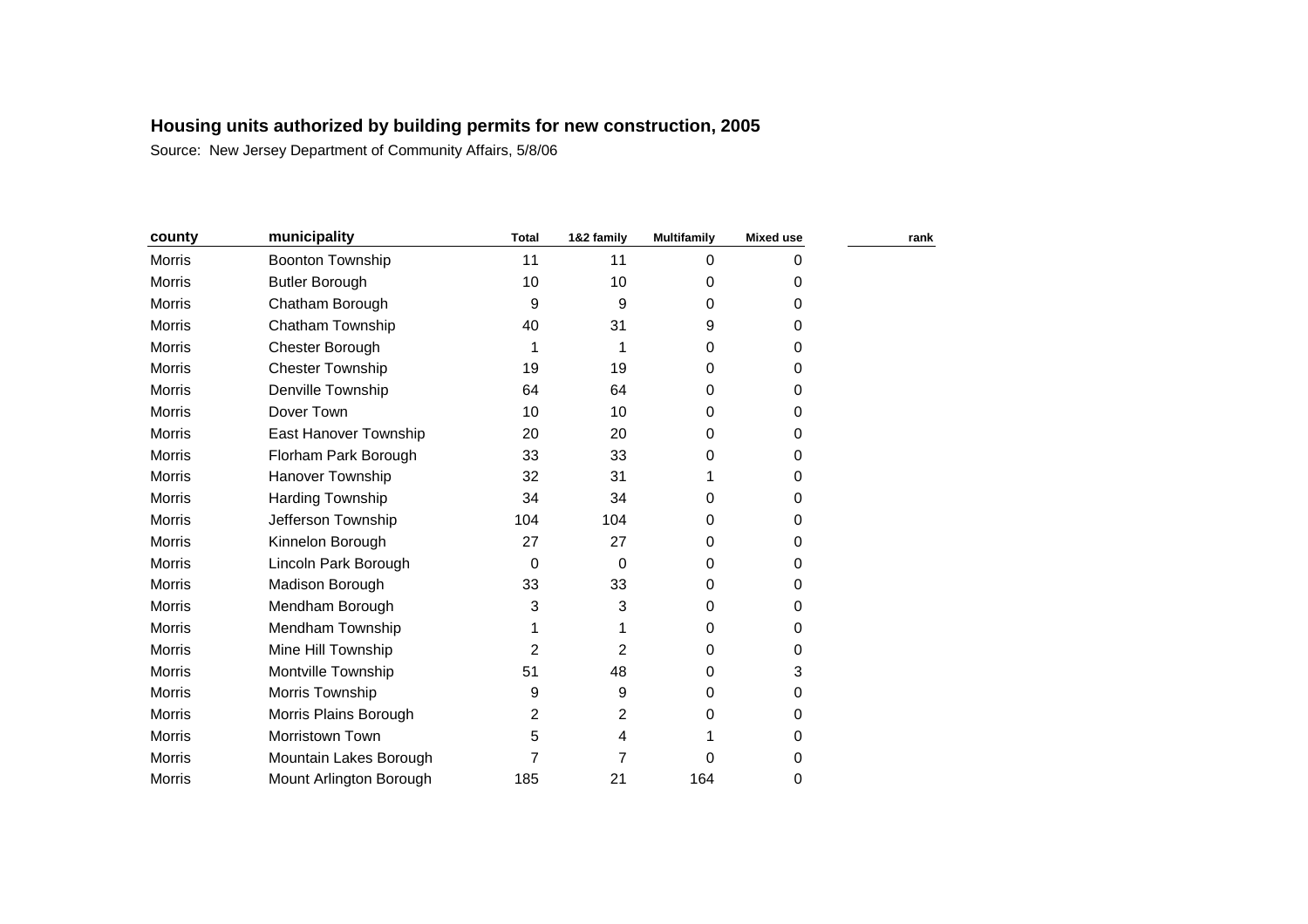**Housing units authorized by building permits for new construction, 2005**

Source: New Jersey Department of Community Affairs, 5/8/06

| county | municipality | Total | 1&2 family | Multifamily | Mixed use | rank |
|---|---|---|---|---|---|---|
| Morris | Boonton Township | 11 | 11 | 0 | 0 | |
| Morris | Butler Borough | 10 | 10 | 0 | 0 | |
| Morris | Chatham Borough | 9 | 9 | 0 | 0 | |
| Morris | Chatham Township | 40 | 31 | 9 | 0 | |
| Morris | Chester Borough | 1 | 1 | 0 | 0 | |
| Morris | Chester Township | 19 | 19 | 0 | 0 | |
| Morris | Denville Township | 64 | 64 | 0 | 0 | |
| Morris | Dover Town | 10 | 10 | 0 | 0 | |
| Morris | East Hanover Township | 20 | 20 | 0 | 0 | |
| Morris | Florham Park Borough | 33 | 33 | 0 | 0 | |
| Morris | Hanover Township | 32 | 31 | 1 | 0 | |
| Morris | Harding Township | 34 | 34 | 0 | 0 | |
| Morris | Jefferson Township | 104 | 104 | 0 | 0 | |
| Morris | Kinnelon Borough | 27 | 27 | 0 | 0 | |
| Morris | Lincoln Park Borough | 0 | 0 | 0 | 0 | |
| Morris | Madison Borough | 33 | 33 | 0 | 0 | |
| Morris | Mendham Borough | 3 | 3 | 0 | 0 | |
| Morris | Mendham Township | 1 | 1 | 0 | 0 | |
| Morris | Mine Hill Township | 2 | 2 | 0 | 0 | |
| Morris | Montville Township | 51 | 48 | 0 | 3 | |
| Morris | Morris Township | 9 | 9 | 0 | 0 | |
| Morris | Morris Plains Borough | 2 | 2 | 0 | 0 | |
| Morris | Morristown Town | 5 | 4 | 1 | 0 | |
| Morris | Mountain Lakes Borough | 7 | 7 | 0 | 0 | |
| Morris | Mount Arlington Borough | 185 | 21 | 164 | 0 | |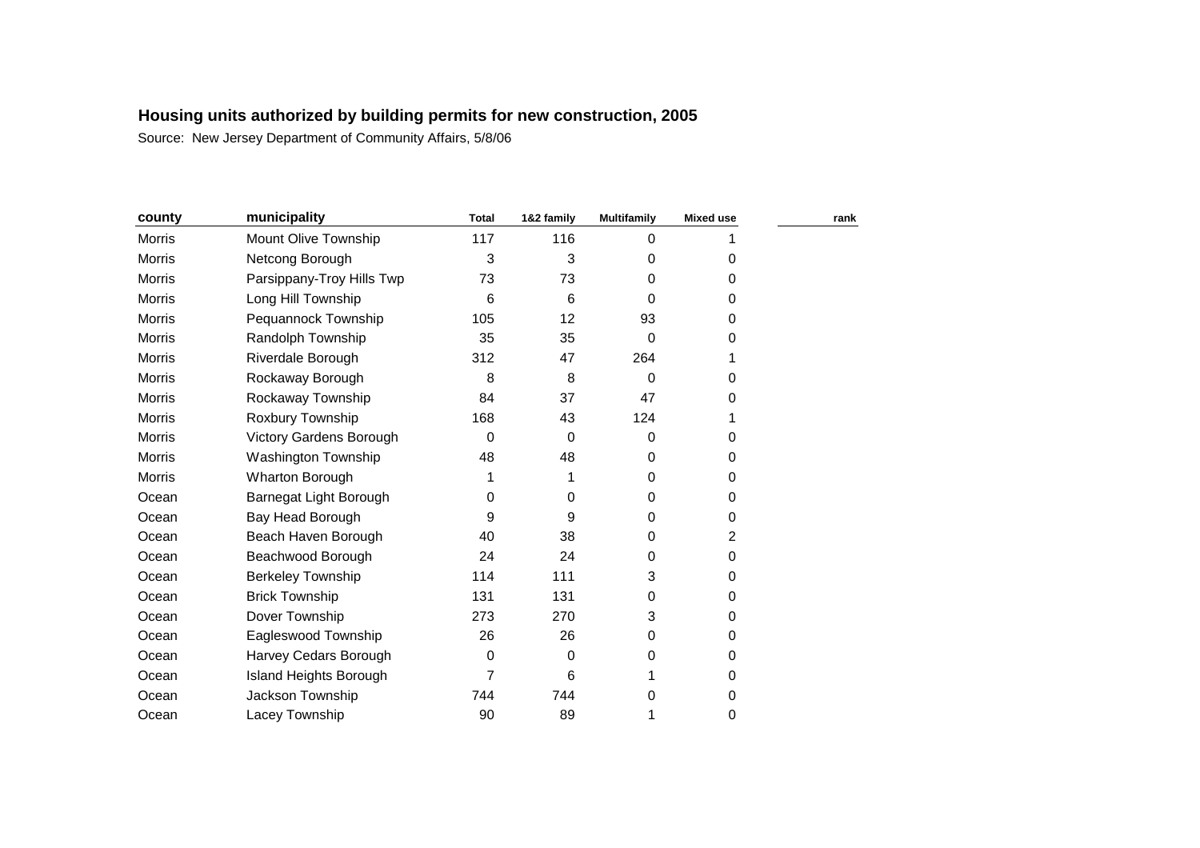**Housing units authorized by building permits for new construction, 2005**

Source: New Jersey Department of Community Affairs, 5/8/06

| county | municipality | Total | 1&2 family | Multifamily | Mixed use | rank |
|---|---|---|---|---|---|---|
| Morris | Mount Olive Township | 117 | 116 | 0 | 1 | |
| Morris | Netcong Borough | 3 | 3 | 0 | 0 | |
| Morris | Parsippany-Troy Hills Twp | 73 | 73 | 0 | 0 | |
| Morris | Long Hill Township | 6 | 6 | 0 | 0 | |
| Morris | Pequannock Township | 105 | 12 | 93 | 0 | |
| Morris | Randolph Township | 35 | 35 | 0 | 0 | |
| Morris | Riverdale Borough | 312 | 47 | 264 | 1 | |
| Morris | Rockaway Borough | 8 | 8 | 0 | 0 | |
| Morris | Rockaway Township | 84 | 37 | 47 | 0 | |
| Morris | Roxbury Township | 168 | 43 | 124 | 1 | |
| Morris | Victory Gardens Borough | 0 | 0 | 0 | 0 | |
| Morris | Washington Township | 48 | 48 | 0 | 0 | |
| Morris | Wharton Borough | 1 | 1 | 0 | 0 | |
| Ocean | Barnegat Light Borough | 0 | 0 | 0 | 0 | |
| Ocean | Bay Head Borough | 9 | 9 | 0 | 0 | |
| Ocean | Beach Haven Borough | 40 | 38 | 0 | 2 | |
| Ocean | Beachwood Borough | 24 | 24 | 0 | 0 | |
| Ocean | Berkeley Township | 114 | 111 | 3 | 0 | |
| Ocean | Brick Township | 131 | 131 | 0 | 0 | |
| Ocean | Dover Township | 273 | 270 | 3 | 0 | |
| Ocean | Eagleswood Township | 26 | 26 | 0 | 0 | |
| Ocean | Harvey Cedars Borough | 0 | 0 | 0 | 0 | |
| Ocean | Island Heights Borough | 7 | 6 | 1 | 0 | |
| Ocean | Jackson Township | 744 | 744 | 0 | 0 | |
| Ocean | Lacey Township | 90 | 89 | 1 | 0 | |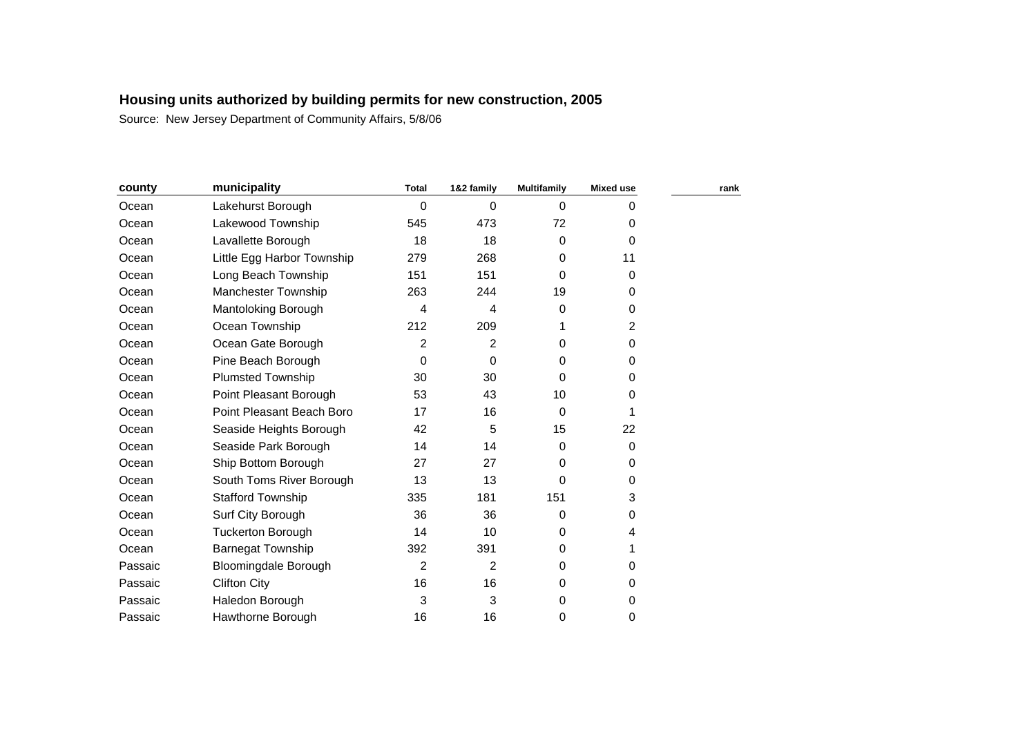**Housing units authorized by building permits for new construction, 2005**

Source: New Jersey Department of Community Affairs, 5/8/06

| county | municipality | Total | 1&2 family | Multifamily | Mixed use | rank |
|---|---|---|---|---|---|---|
| Ocean | Lakehurst Borough | 0 | 0 | 0 | 0 | |
| Ocean | Lakewood Township | 545 | 473 | 72 | 0 | |
| Ocean | Lavallette Borough | 18 | 18 | 0 | 0 | |
| Ocean | Little Egg Harbor Township | 279 | 268 | 0 | 11 | |
| Ocean | Long Beach Township | 151 | 151 | 0 | 0 | |
| Ocean | Manchester Township | 263 | 244 | 19 | 0 | |
| Ocean | Mantoloking Borough | 4 | 4 | 0 | 0 | |
| Ocean | Ocean Township | 212 | 209 | 1 | 2 | |
| Ocean | Ocean Gate Borough | 2 | 2 | 0 | 0 | |
| Ocean | Pine Beach Borough | 0 | 0 | 0 | 0 | |
| Ocean | Plumsted Township | 30 | 30 | 0 | 0 | |
| Ocean | Point Pleasant Borough | 53 | 43 | 10 | 0 | |
| Ocean | Point Pleasant Beach Boro | 17 | 16 | 0 | 1 | |
| Ocean | Seaside Heights Borough | 42 | 5 | 15 | 22 | |
| Ocean | Seaside Park Borough | 14 | 14 | 0 | 0 | |
| Ocean | Ship Bottom Borough | 27 | 27 | 0 | 0 | |
| Ocean | South Toms River Borough | 13 | 13 | 0 | 0 | |
| Ocean | Stafford Township | 335 | 181 | 151 | 3 | |
| Ocean | Surf City Borough | 36 | 36 | 0 | 0 | |
| Ocean | Tuckerton Borough | 14 | 10 | 0 | 4 | |
| Ocean | Barnegat Township | 392 | 391 | 0 | 1 | |
| Passaic | Bloomingdale Borough | 2 | 2 | 0 | 0 | |
| Passaic | Clifton City | 16 | 16 | 0 | 0 | |
| Passaic | Haledon Borough | 3 | 3 | 0 | 0 | |
| Passaic | Hawthorne Borough | 16 | 16 | 0 | 0 | |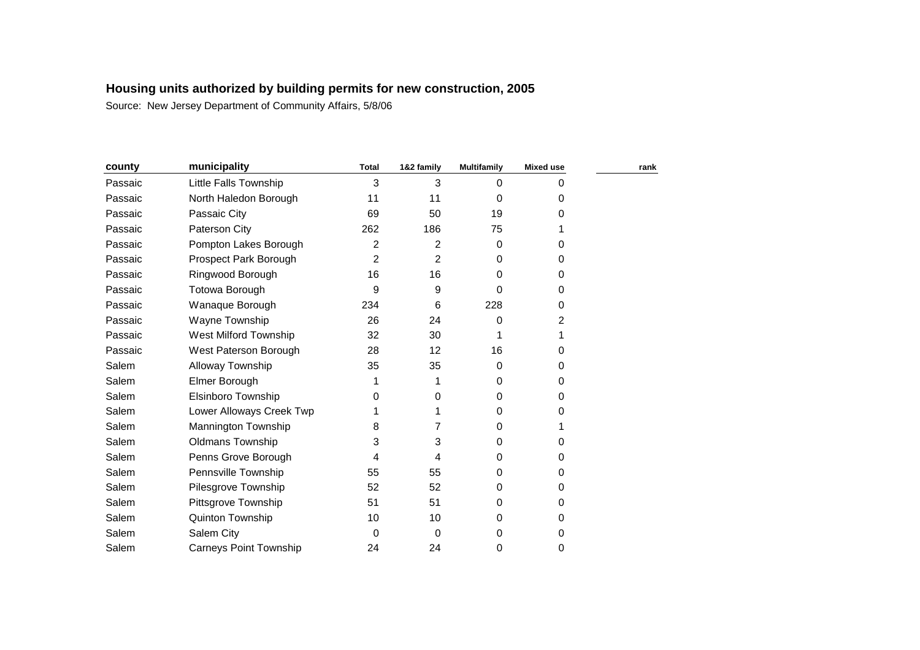**Housing units authorized by building permits for new construction, 2005**

Source: New Jersey Department of Community Affairs, 5/8/06

| county | municipality | Total | 1&2 family | Multifamily | Mixed use | rank |
|---|---|---|---|---|---|---|
| Passaic | Little Falls Township | 3 | 3 | 0 | 0 | |
| Passaic | North Haledon Borough | 11 | 11 | 0 | 0 | |
| Passaic | Passaic City | 69 | 50 | 19 | 0 | |
| Passaic | Paterson City | 262 | 186 | 75 | 1 | |
| Passaic | Pompton Lakes Borough | 2 | 2 | 0 | 0 | |
| Passaic | Prospect Park Borough | 2 | 2 | 0 | 0 | |
| Passaic | Ringwood Borough | 16 | 16 | 0 | 0 | |
| Passaic | Totowa Borough | 9 | 9 | 0 | 0 | |
| Passaic | Wanaque Borough | 234 | 6 | 228 | 0 | |
| Passaic | Wayne Township | 26 | 24 | 0 | 2 | |
| Passaic | West Milford Township | 32 | 30 | 1 | 1 | |
| Passaic | West Paterson Borough | 28 | 12 | 16 | 0 | |
| Salem | Alloway Township | 35 | 35 | 0 | 0 | |
| Salem | Elmer Borough | 1 | 1 | 0 | 0 | |
| Salem | Elsinboro Township | 0 | 0 | 0 | 0 | |
| Salem | Lower Alloways Creek Twp | 1 | 1 | 0 | 0 | |
| Salem | Mannington Township | 8 | 7 | 0 | 1 | |
| Salem | Oldmans Township | 3 | 3 | 0 | 0 | |
| Salem | Penns Grove Borough | 4 | 4 | 0 | 0 | |
| Salem | Pennsville Township | 55 | 55 | 0 | 0 | |
| Salem | Pilesgrove Township | 52 | 52 | 0 | 0 | |
| Salem | Pittsgrove Township | 51 | 51 | 0 | 0 | |
| Salem | Quinton Township | 10 | 10 | 0 | 0 | |
| Salem | Salem City | 0 | 0 | 0 | 0 | |
| Salem | Carneys Point Township | 24 | 24 | 0 | 0 | |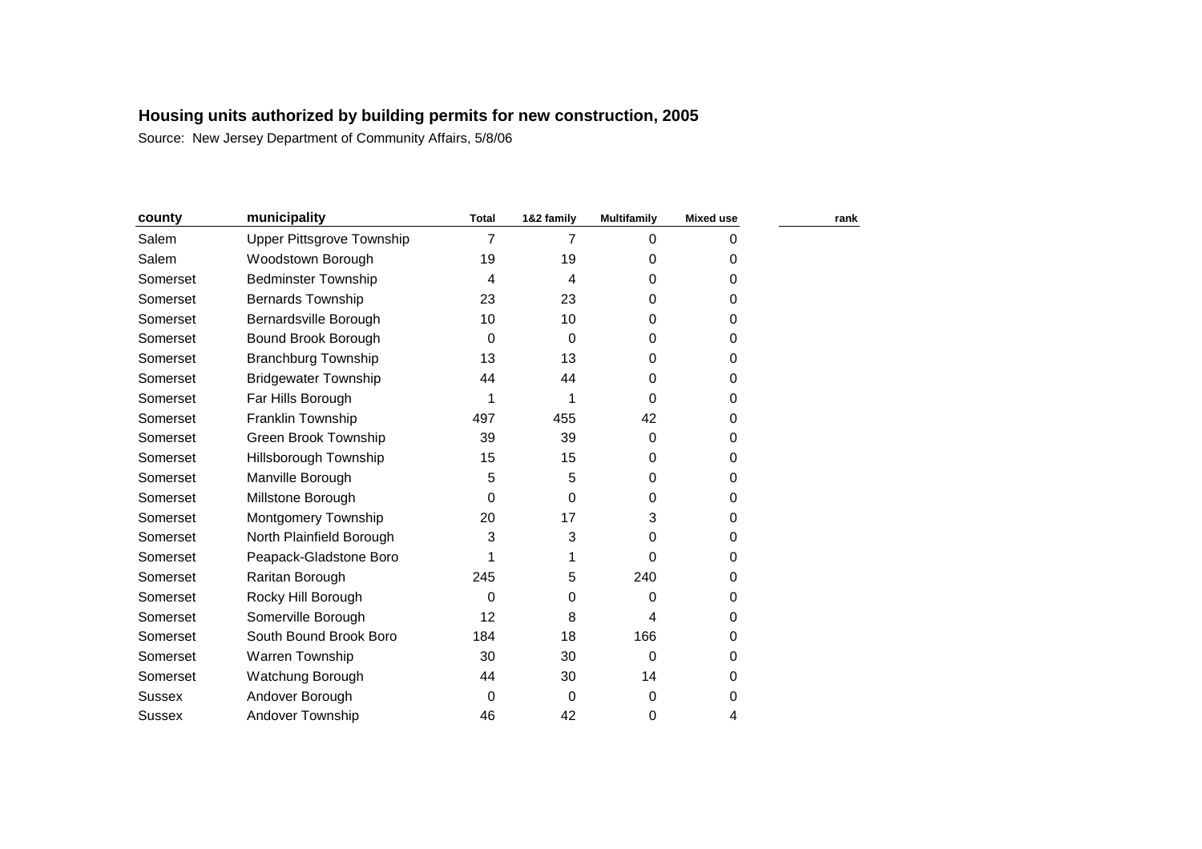**Housing units authorized by building permits for new construction, 2005**

Source: New Jersey Department of Community Affairs, 5/8/06

| county | municipality | Total | 1&2 family | Multifamily | Mixed use | rank |
|---|---|---|---|---|---|---|
| Salem | Upper Pittsgrove Township | 7 | 7 | 0 | 0 | |
| Salem | Woodstown Borough | 19 | 19 | 0 | 0 | |
| Somerset | Bedminster Township | 4 | 4 | 0 | 0 | |
| Somerset | Bernards Township | 23 | 23 | 0 | 0 | |
| Somerset | Bernardsville Borough | 10 | 10 | 0 | 0 | |
| Somerset | Bound Brook Borough | 0 | 0 | 0 | 0 | |
| Somerset | Branchburg Township | 13 | 13 | 0 | 0 | |
| Somerset | Bridgewater Township | 44 | 44 | 0 | 0 | |
| Somerset | Far Hills Borough | 1 | 1 | 0 | 0 | |
| Somerset | Franklin Township | 497 | 455 | 42 | 0 | |
| Somerset | Green Brook Township | 39 | 39 | 0 | 0 | |
| Somerset | Hillsborough Township | 15 | 15 | 0 | 0 | |
| Somerset | Manville Borough | 5 | 5 | 0 | 0 | |
| Somerset | Millstone Borough | 0 | 0 | 0 | 0 | |
| Somerset | Montgomery Township | 20 | 17 | 3 | 0 | |
| Somerset | North Plainfield Borough | 3 | 3 | 0 | 0 | |
| Somerset | Peapack-Gladstone Boro | 1 | 1 | 0 | 0 | |
| Somerset | Raritan Borough | 245 | 5 | 240 | 0 | |
| Somerset | Rocky Hill Borough | 0 | 0 | 0 | 0 | |
| Somerset | Somerville Borough | 12 | 8 | 4 | 0 | |
| Somerset | South Bound Brook Boro | 184 | 18 | 166 | 0 | |
| Somerset | Warren Township | 30 | 30 | 0 | 0 | |
| Somerset | Watchung Borough | 44 | 30 | 14 | 0 | |
| Sussex | Andover Borough | 0 | 0 | 0 | 0 | |
| Sussex | Andover Township | 46 | 42 | 0 | 4 | |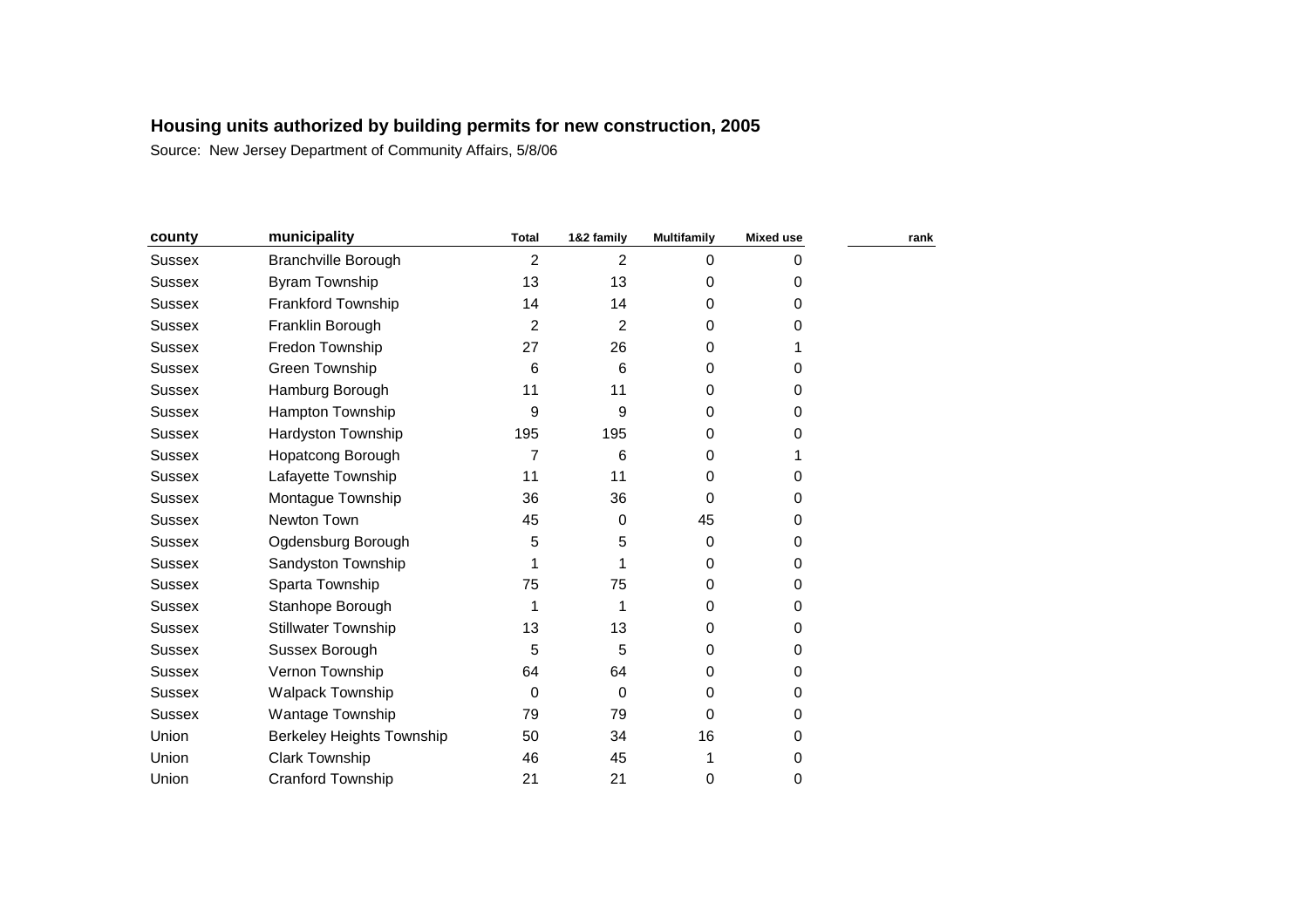# Housing units authorized by building permits for new construction, 2005

Source: New Jersey Department of Community Affairs, 5/8/06

| county | municipality | Total | 1&2 family | Multifamily | Mixed use | rank |
|---|---|---|---|---|---|---|
| Sussex | Branchville Borough | 2 | 2 | 0 | 0 | |
| Sussex | Byram Township | 13 | 13 | 0 | 0 | |
| Sussex | Frankford Township | 14 | 14 | 0 | 0 | |
| Sussex | Franklin Borough | 2 | 2 | 0 | 0 | |
| Sussex | Fredon Township | 27 | 26 | 0 | 1 | |
| Sussex | Green Township | 6 | 6 | 0 | 0 | |
| Sussex | Hamburg Borough | 11 | 11 | 0 | 0 | |
| Sussex | Hampton Township | 9 | 9 | 0 | 0 | |
| Sussex | Hardyston Township | 195 | 195 | 0 | 0 | |
| Sussex | Hopatcong Borough | 7 | 6 | 0 | 1 | |
| Sussex | Lafayette Township | 11 | 11 | 0 | 0 | |
| Sussex | Montague Township | 36 | 36 | 0 | 0 | |
| Sussex | Newton Town | 45 | 0 | 45 | 0 | |
| Sussex | Ogdensburg Borough | 5 | 5 | 0 | 0 | |
| Sussex | Sandyston Township | 1 | 1 | 0 | 0 | |
| Sussex | Sparta Township | 75 | 75 | 0 | 0 | |
| Sussex | Stanhope Borough | 1 | 1 | 0 | 0 | |
| Sussex | Stillwater Township | 13 | 13 | 0 | 0 | |
| Sussex | Sussex Borough | 5 | 5 | 0 | 0 | |
| Sussex | Vernon Township | 64 | 64 | 0 | 0 | |
| Sussex | Walpack Township | 0 | 0 | 0 | 0 | |
| Sussex | Wantage Township | 79 | 79 | 0 | 0 | |
| Union | Berkeley Heights Township | 50 | 34 | 16 | 0 | |
| Union | Clark Township | 46 | 45 | 1 | 0 | |
| Union | Cranford Township | 21 | 21 | 0 | 0 | |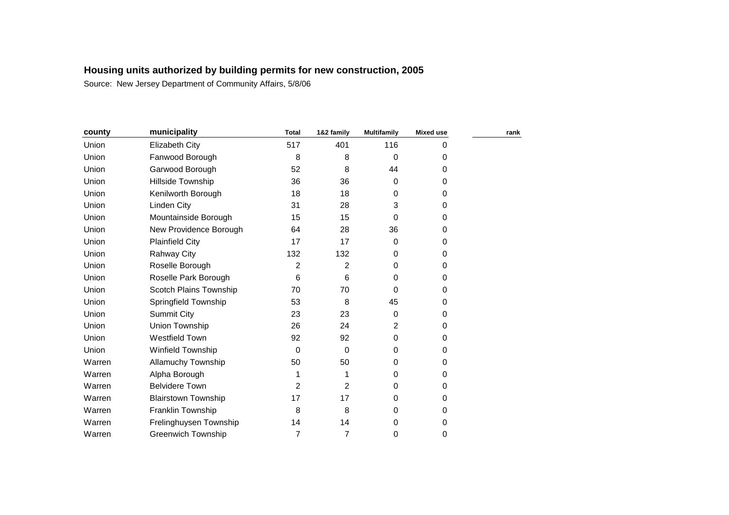## Housing units authorized by building permits for new construction, 2005

Source: New Jersey Department of Community Affairs, 5/8/06

| county | municipality | Total | 1&2 family | Multifamily | Mixed use | rank |
|---|---|---|---|---|---|---|
| Union | Elizabeth City | 517 | 401 | 116 | 0 | |
| Union | Fanwood Borough | 8 | 8 | 0 | 0 | |
| Union | Garwood Borough | 52 | 8 | 44 | 0 | |
| Union | Hillside Township | 36 | 36 | 0 | 0 | |
| Union | Kenilworth Borough | 18 | 18 | 0 | 0 | |
| Union | Linden City | 31 | 28 | 3 | 0 | |
| Union | Mountainside Borough | 15 | 15 | 0 | 0 | |
| Union | New Providence Borough | 64 | 28 | 36 | 0 | |
| Union | Plainfield City | 17 | 17 | 0 | 0 | |
| Union | Rahway City | 132 | 132 | 0 | 0 | |
| Union | Roselle Borough | 2 | 2 | 0 | 0 | |
| Union | Roselle Park Borough | 6 | 6 | 0 | 0 | |
| Union | Scotch Plains Township | 70 | 70 | 0 | 0 | |
| Union | Springfield Township | 53 | 8 | 45 | 0 | |
| Union | Summit City | 23 | 23 | 0 | 0 | |
| Union | Union Township | 26 | 24 | 2 | 0 | |
| Union | Westfield Town | 92 | 92 | 0 | 0 | |
| Union | Winfield Township | 0 | 0 | 0 | 0 | |
| Warren | Allamuchy Township | 50 | 50 | 0 | 0 | |
| Warren | Alpha Borough | 1 | 1 | 0 | 0 | |
| Warren | Belvidere Town | 2 | 2 | 0 | 0 | |
| Warren | Blairstown Township | 17 | 17 | 0 | 0 | |
| Warren | Franklin Township | 8 | 8 | 0 | 0 | |
| Warren | Frelinghuysen Township | 14 | 14 | 0 | 0 | |
| Warren | Greenwich Township | 7 | 7 | 0 | 0 | |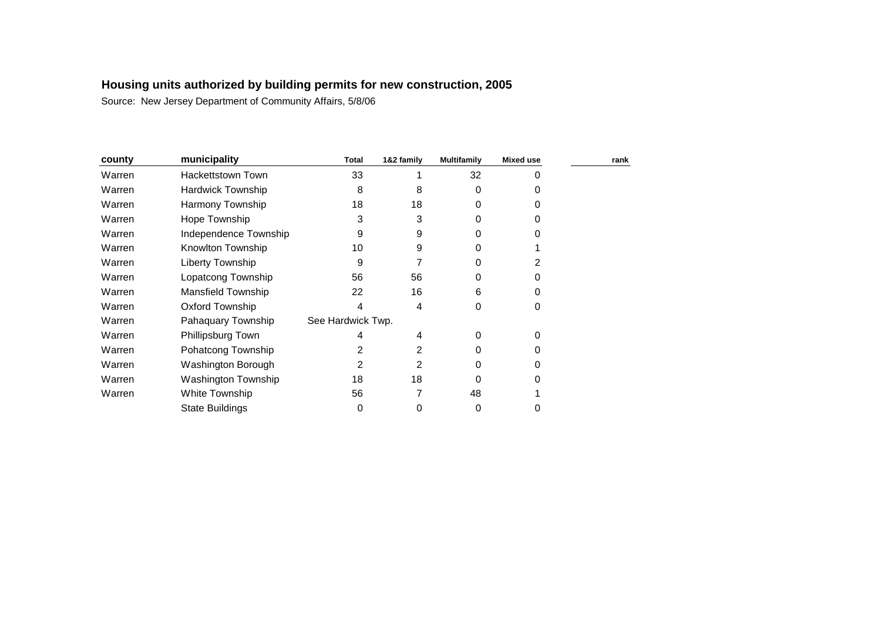**Housing units authorized by building permits for new construction, 2005**

Source: New Jersey Department of Community Affairs, 5/8/06

| county | municipality | Total | 1&2 family | Multifamily | Mixed use | rank |
|---|---|---|---|---|---|---|
| Warren | Hackettstown Town | 33 | 1 | 32 | 0 | |
| Warren | Hardwick Township | 8 | 8 | 0 | 0 | |
| Warren | Harmony Township | 18 | 18 | 0 | 0 | |
| Warren | Hope Township | 3 | 3 | 0 | 0 | |
| Warren | Independence Township | 9 | 9 | 0 | 0 | |
| Warren | Knowlton Township | 10 | 9 | 0 | 1 | |
| Warren | Liberty Township | 9 | 7 | 0 | 2 | |
| Warren | Lopatcong Township | 56 | 56 | 0 | 0 | |
| Warren | Mansfield Township | 22 | 16 | 6 | 0 | |
| Warren | Oxford Township | 4 | 4 | 0 | 0 | |
| Warren | Pahaquary Township | See Hardwick Twp. | | | | |
| Warren | Phillipsburg Town | 4 | 4 | 0 | 0 | |
| Warren | Pohatcong Township | 2 | 2 | 0 | 0 | |
| Warren | Washington Borough | 2 | 2 | 0 | 0 | |
| Warren | Washington Township | 18 | 18 | 0 | 0 | |
| Warren | White Township | 56 | 7 | 48 | 1 | |
| | State Buildings | 0 | 0 | 0 | 0 | |